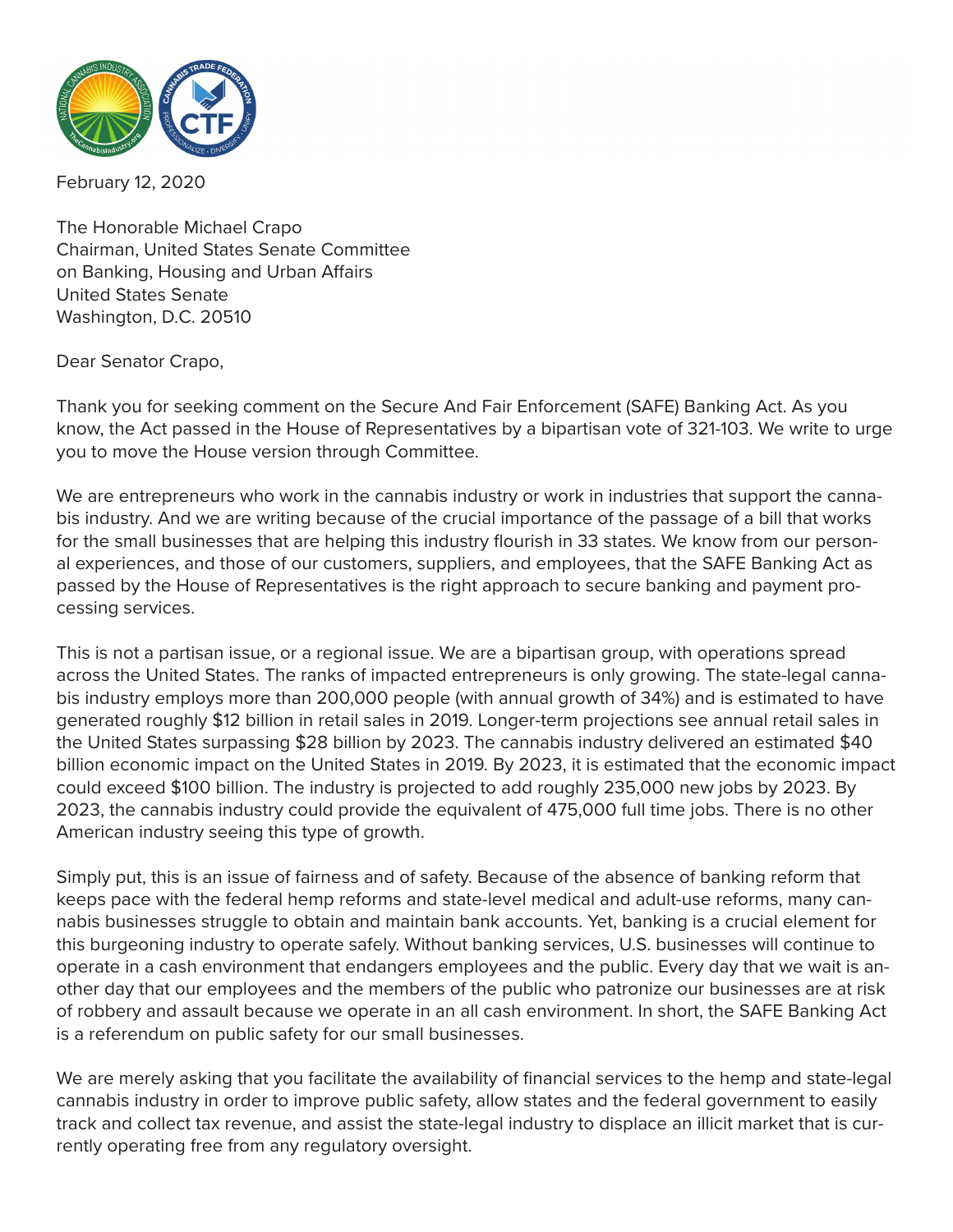February 12, 2020

The Honorable Michael Crapo
Chairman, United States Senate Committee
on Banking, Housing and Urban Affairs
United States Senate
Washington, D.C. 20510

Dear Senator Crapo,

Thank you for seeking comment on the Secure And Fair Enforcement (SAFE) Banking Act. As you know, the Act passed in the House of Representatives by a bipartisan vote of 321-103. We write to urge you to move the House version through Committee.

We are entrepreneurs who work in the cannabis industry or work in industries that support the cannabis industry. And we are writing because of the crucial importance of the passage of a bill that works for the small businesses that are helping this industry flourish in 33 states. We know from our personal experiences, and those of our customers, suppliers, and employees, that the SAFE Banking Act as passed by the House of Representatives is the right approach to secure banking and payment processing services.

This is not a partisan issue, or a regional issue. We are a bipartisan group, with operations spread across the United States. The ranks of impacted entrepreneurs is only growing. The state-legal cannabis industry employs more than 200,000 people (with annual growth of 34%) and is estimated to have generated roughly $12 billion in retail sales in 2019. Longer-term projections see annual retail sales in the United States surpassing $28 billion by 2023. The cannabis industry delivered an estimated $40 billion economic impact on the United States in 2019. By 2023, it is estimated that the economic impact could exceed $100 billion. The industry is projected to add roughly 235,000 new jobs by 2023. By 2023, the cannabis industry could provide the equivalent of 475,000 full time jobs. There is no other American industry seeing this type of growth.

Simply put, this is an issue of fairness and of safety. Because of the absence of banking reform that keeps pace with the federal hemp reforms and state-level medical and adult-use reforms, many cannabis businesses struggle to obtain and maintain bank accounts. Yet, banking is a crucial element for this burgeoning industry to operate safely. Without banking services, U.S. businesses will continue to operate in a cash environment that endangers employees and the public. Every day that we wait is another day that our employees and the members of the public who patronize our businesses are at risk of robbery and assault because we operate in an all cash environment. In short, the SAFE Banking Act is a referendum on public safety for our small businesses.

We are merely asking that you facilitate the availability of financial services to the hemp and state-legal cannabis industry in order to improve public safety, allow states and the federal government to easily track and collect tax revenue, and assist the state-legal industry to displace an illicit market that is currently operating free from any regulatory oversight.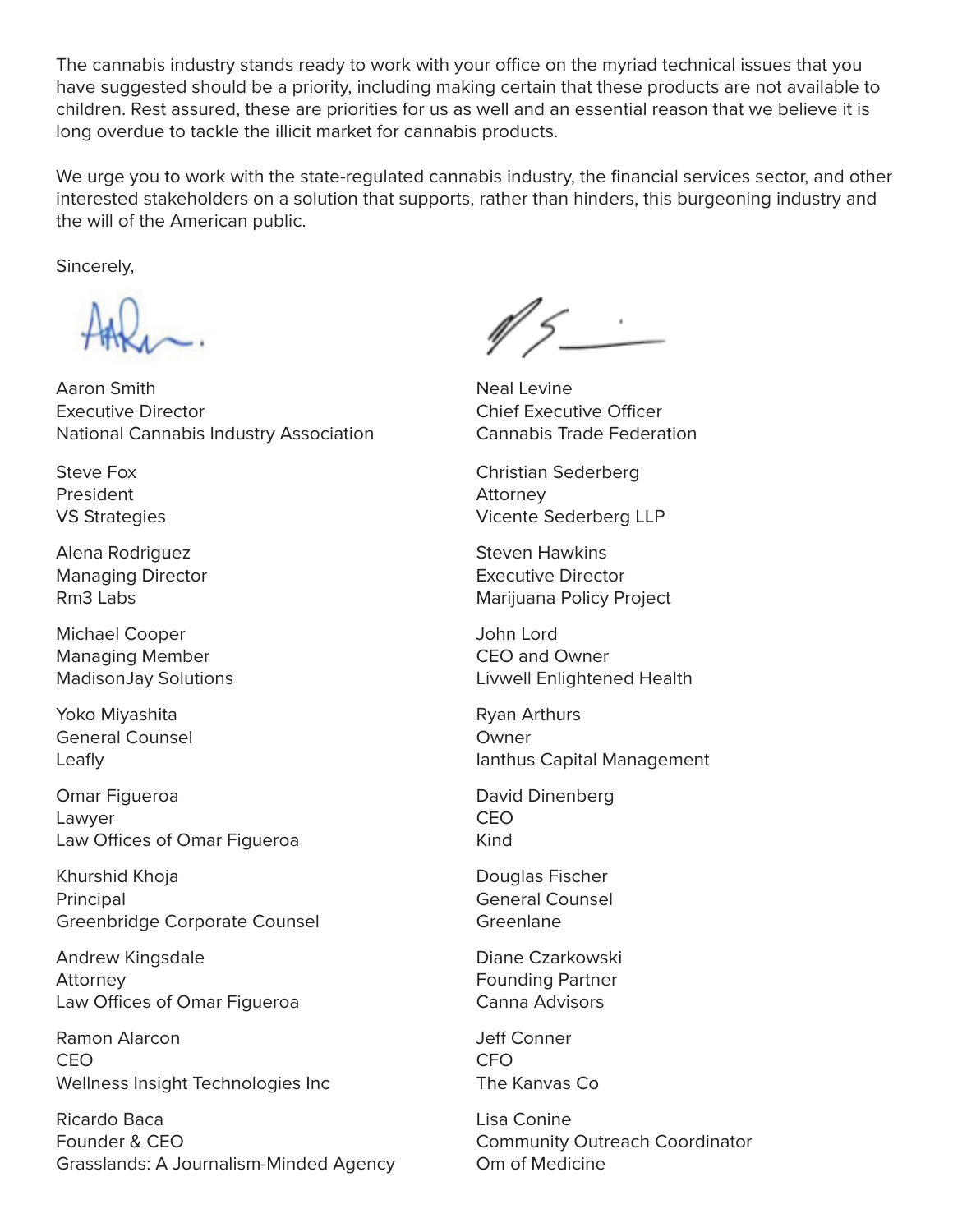The cannabis industry stands ready to work with your office on the myriad technical issues that you have suggested should be a priority, including making certain that these products are not available to children. Rest assured, these are priorities for us as well and an essential reason that we believe it is long overdue to tackle the illicit market for cannabis products.

We urge you to work with the state-regulated cannabis industry, the financial services sector, and other interested stakeholders on a solution that supports, rather than hinders, this burgeoning industry and the will of the American public.

Sincerely,

Aaron Smith
Executive Director
National Cannabis Industry Association

Neal Levine
Chief Executive Officer
Cannabis Trade Federation

Steve Fox
President
VS Strategies

Christian Sederberg
Attorney
Vicente Sederberg LLP

Alena Rodriguez
Managing Director
Rm3 Labs

Steven Hawkins
Executive Director
Marijuana Policy Project

Michael Cooper
Managing Member
MadisonJay Solutions

John Lord
CEO and Owner
Livwell Enlightened Health

Yoko Miyashita
General Counsel
Leafly

Ryan Arthurs
Owner
Ianthus Capital Management

Omar Figueroa
Lawyer
Law Offices of Omar Figueroa

David Dinenberg
CEO
Kind

Khurshid Khoja
Principal
Greenbridge Corporate Counsel

Douglas Fischer
General Counsel
Greenlane

Andrew Kingsdale
Attorney
Law Offices of Omar Figueroa

Diane Czarkowski
Founding Partner
Canna Advisors

Ramon Alarcon
CEO
Wellness Insight Technologies Inc

Jeff Conner
CFO
The Kanvas Co

Ricardo Baca
Founder & CEO
Grasslands: A Journalism-Minded Agency

Lisa Conine
Community Outreach Coordinator
Om of Medicine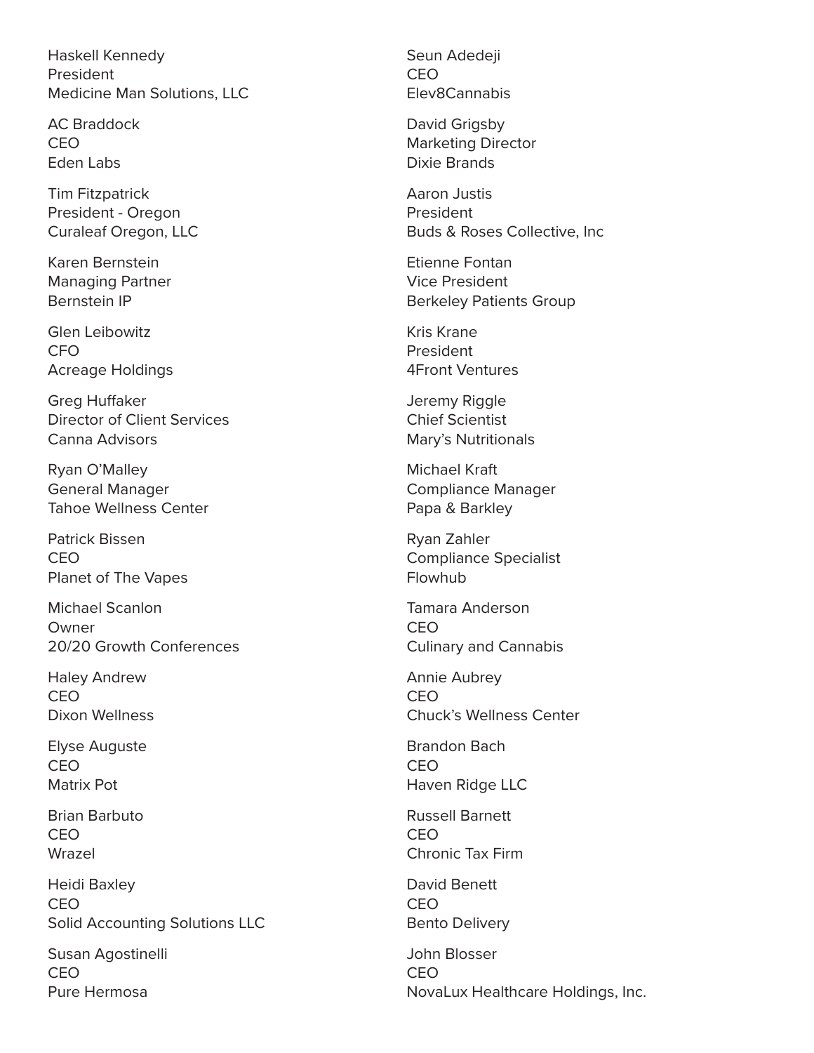Haskell Kennedy
President
Medicine Man Solutions, LLC

AC Braddock
CEO
Eden Labs

Tim Fitzpatrick
President - Oregon
Curaleaf Oregon, LLC

Karen Bernstein
Managing Partner
Bernstein IP

Glen Leibowitz
CFO
Acreage Holdings

Greg Huffaker
Director of Client Services
Canna Advisors

Ryan O'Malley
General Manager
Tahoe Wellness Center

Patrick Bissen
CEO
Planet of The Vapes

Michael Scanlon
Owner
20/20 Growth Conferences

Haley Andrew
CEO
Dixon Wellness

Elyse Auguste
CEO
Matrix Pot

Brian Barbuto
CEO
Wrazel

Heidi Baxley
CEO
Solid Accounting Solutions LLC

Susan Agostinelli
CEO
Pure Hermosa

Seun Adedeji
CEO
Elev8Cannabis

David Grigsby
Marketing Director
Dixie Brands

Aaron Justis
President
Buds & Roses Collective, Inc

Etienne Fontan
Vice President
Berkeley Patients Group

Kris Krane
President
4Front Ventures

Jeremy Riggle
Chief Scientist
Mary's Nutritionals

Michael Kraft
Compliance Manager
Papa & Barkley

Ryan Zahler
Compliance Specialist
Flowhub

Tamara Anderson
CEO
Culinary and Cannabis

Annie Aubrey
CEO
Chuck's Wellness Center

Brandon Bach
CEO
Haven Ridge LLC

Russell Barnett
CEO
Chronic Tax Firm

David Benett
CEO
Bento Delivery

John Blosser
CEO
NovaLux Healthcare Holdings, Inc.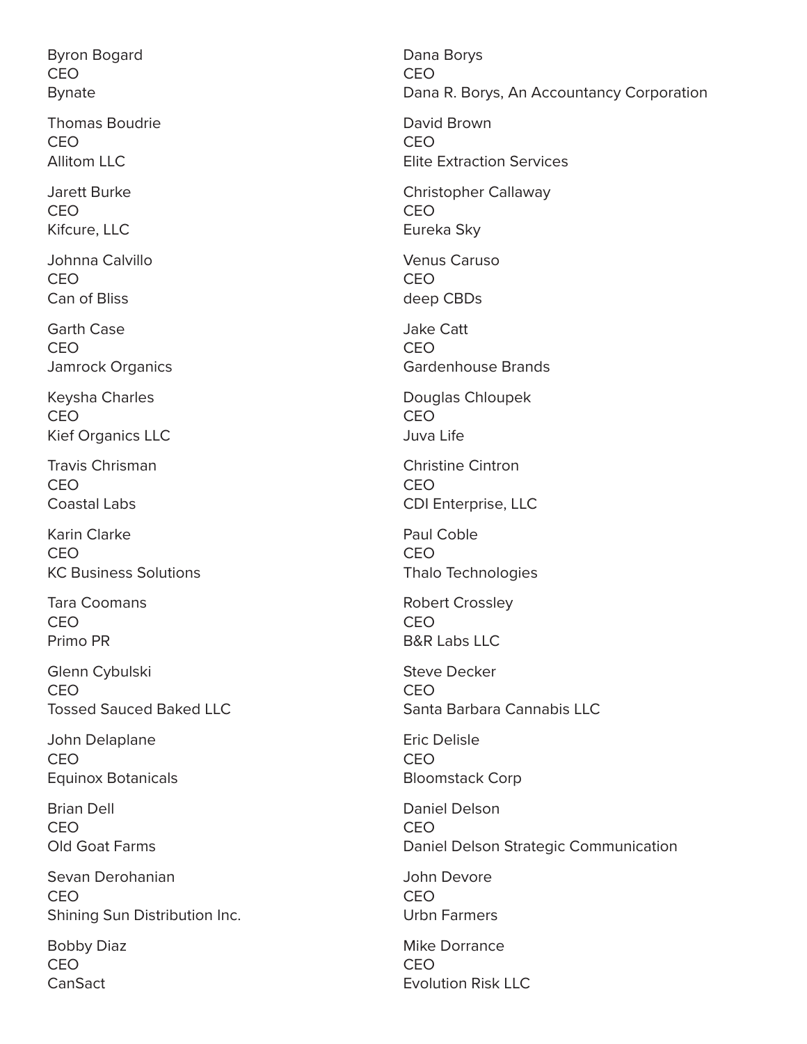Byron Bogard
CEO
Bynate

Thomas Boudrie
CEO
Allitom LLC

Jarett Burke
CEO
Kifcure, LLC

Johnna Calvillo
CEO
Can of Bliss

Garth Case
CEO
Jamrock Organics

Keysha Charles
CEO
Kief Organics LLC

Travis Chrisman
CEO
Coastal Labs

Karin Clarke
CEO
KC Business Solutions

Tara Coomans
CEO
Primo PR

Glenn Cybulski
CEO
Tossed Sauced Baked LLC

John Delaplane
CEO
Equinox Botanicals

Brian Dell
CEO
Old Goat Farms

Sevan Derohanian
CEO
Shining Sun Distribution Inc.

Bobby Diaz
CEO
CanSact

Dana Borys
CEO
Dana R. Borys, An Accountancy Corporation

David Brown
CEO
Elite Extraction Services

Christopher Callaway
CEO
Eureka Sky

Venus Caruso
CEO
deep CBDs

Jake Catt
CEO
Gardenhouse Brands

Douglas Chloupek
CEO
Juva Life

Christine Cintron
CEO
CDI Enterprise, LLC

Paul Coble
CEO
Thalo Technologies

Robert Crossley
CEO
B&R Labs LLC

Steve Decker
CEO
Santa Barbara Cannabis LLC

Eric Delisle
CEO
Bloomstack Corp

Daniel Delson
CEO
Daniel Delson Strategic Communication

John Devore
CEO
Urbn Farmers

Mike Dorrance
CEO
Evolution Risk LLC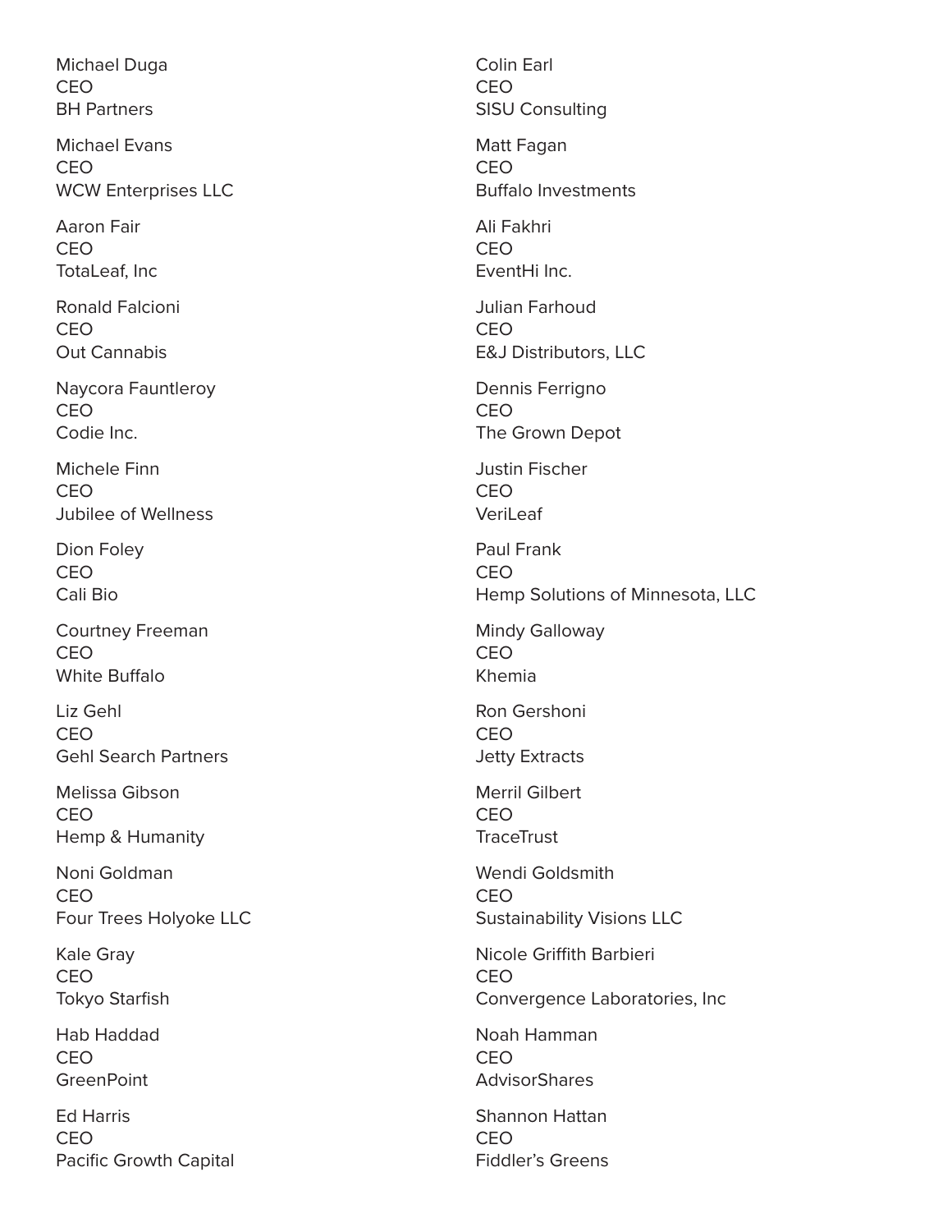Michael Duga
CEO
BH Partners

Michael Evans
CEO
WCW Enterprises LLC

Aaron Fair
CEO
TotaLeaf, Inc

Ronald Falcioni
CEO
Out Cannabis

Naycora Fauntleroy
CEO
Codie Inc.

Michele Finn
CEO
Jubilee of Wellness

Dion Foley
CEO
Cali Bio

Courtney Freeman
CEO
White Buffalo

Liz Gehl
CEO
Gehl Search Partners

Melissa Gibson
CEO
Hemp & Humanity

Noni Goldman
CEO
Four Trees Holyoke LLC

Kale Gray
CEO
Tokyo Starfish

Hab Haddad
CEO
GreenPoint

Ed Harris
CEO
Pacific Growth Capital

Colin Earl
CEO
SISU Consulting

Matt Fagan
CEO
Buffalo Investments

Ali Fakhri
CEO
EventHi Inc.

Julian Farhoud
CEO
E&J Distributors, LLC

Dennis Ferrigno
CEO
The Grown Depot

Justin Fischer
CEO
VeriLeaf

Paul Frank
CEO
Hemp Solutions of Minnesota, LLC

Mindy Galloway
CEO
Khemia

Ron Gershoni
CEO
Jetty Extracts

Merril Gilbert
CEO
TraceTrust

Wendi Goldsmith
CEO
Sustainability Visions LLC

Nicole Griffith Barbieri
CEO
Convergence Laboratories, Inc

Noah Hamman
CEO
AdvisorShares

Shannon Hattan
CEO
Fiddler's Greens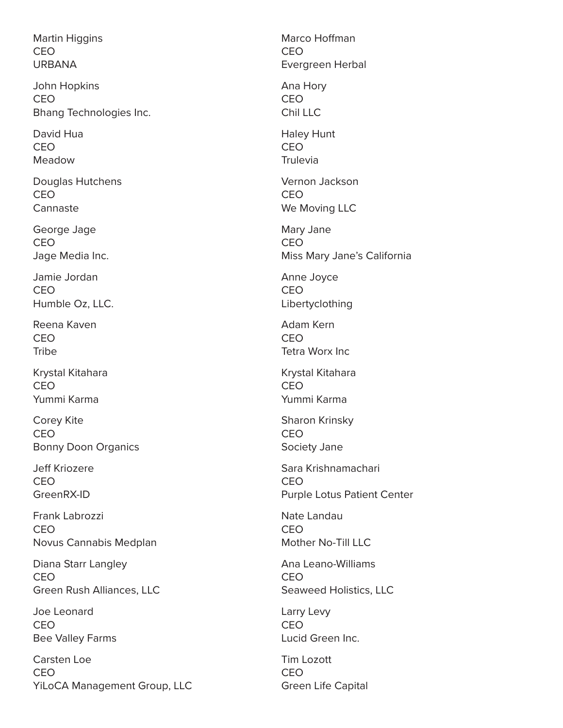Martin Higgins
CEO
URBANA

John Hopkins
CEO
Bhang Technologies Inc.

David Hua
CEO
Meadow

Douglas Hutchens
CEO
Cannaste

George Jage
CEO
Jage Media Inc.

Jamie Jordan
CEO
Humble Oz, LLC.

Reena Kaven
CEO
Tribe

Krystal Kitahara
CEO
Yummi Karma

Corey Kite
CEO
Bonny Doon Organics

Jeff Kriozere
CEO
GreenRX-ID

Frank Labrozzi
CEO
Novus Cannabis Medplan

Diana Starr Langley
CEO
Green Rush Alliances, LLC

Joe Leonard
CEO
Bee Valley Farms

Carsten Loe
CEO
YiLoCA Management Group, LLC

Marco Hoffman
CEO
Evergreen Herbal

Ana Hory
CEO
Chil LLC

Haley Hunt
CEO
Trulevia

Vernon Jackson
CEO
We Moving LLC

Mary Jane
CEO
Miss Mary Jane's California

Anne Joyce
CEO
Libertyclothing

Adam Kern
CEO
Tetra Worx Inc

Krystal Kitahara
CEO
Yummi Karma

Sharon Krinsky
CEO
Society Jane

Sara Krishnamachari
CEO
Purple Lotus Patient Center

Nate Landau
CEO
Mother No-Till LLC

Ana Leano-Williams
CEO
Seaweed Holistics, LLC

Larry Levy
CEO
Lucid Green Inc.

Tim Lozott
CEO
Green Life Capital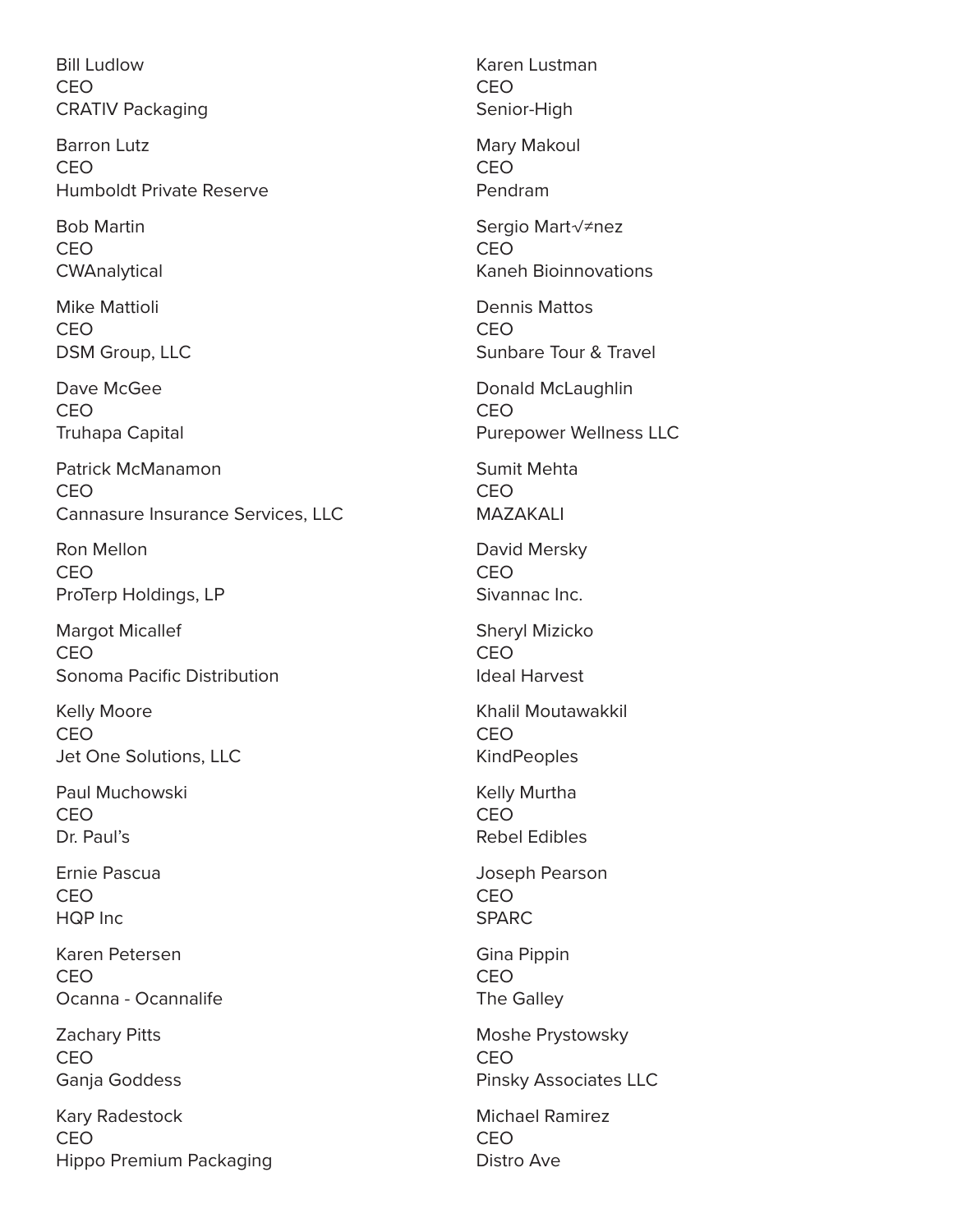Bill Ludlow
CEO
CRATIV Packaging

Barron Lutz
CEO
Humboldt Private Reserve

Bob Martin
CEO
CWAnalytical

Mike Mattioli
CEO
DSM Group, LLC

Dave McGee
CEO
Truhapa Capital

Patrick McManamon
CEO
Cannasure Insurance Services, LLC

Ron Mellon
CEO
ProTerp Holdings, LP

Margot Micallef
CEO
Sonoma Pacific Distribution

Kelly Moore
CEO
Jet One Solutions, LLC

Paul Muchowski
CEO
Dr. Paul's

Ernie Pascua
CEO
HQP Inc

Karen Petersen
CEO
Ocanna - Ocannalife

Zachary Pitts
CEO
Ganja Goddess

Kary Radestock
CEO
Hippo Premium Packaging

Karen Lustman
CEO
Senior-High

Mary Makoul
CEO
Pendram

Sergio Mart√≠nez
CEO
Kaneh Bioinnovations

Dennis Mattos
CEO
Sunbare Tour & Travel

Donald McLaughlin
CEO
Purepower Wellness LLC

Sumit Mehta
CEO
MAZAKALI

David Mersky
CEO
Sivannac Inc.

Sheryl Mizicko
CEO
Ideal Harvest

Khalil Moutawakkil
CEO
KindPeoples

Kelly Murtha
CEO
Rebel Edibles

Joseph Pearson
CEO
SPARC

Gina Pippin
CEO
The Galley

Moshe Prystowsky
CEO
Pinsky Associates LLC

Michael Ramirez
CEO
Distro Ave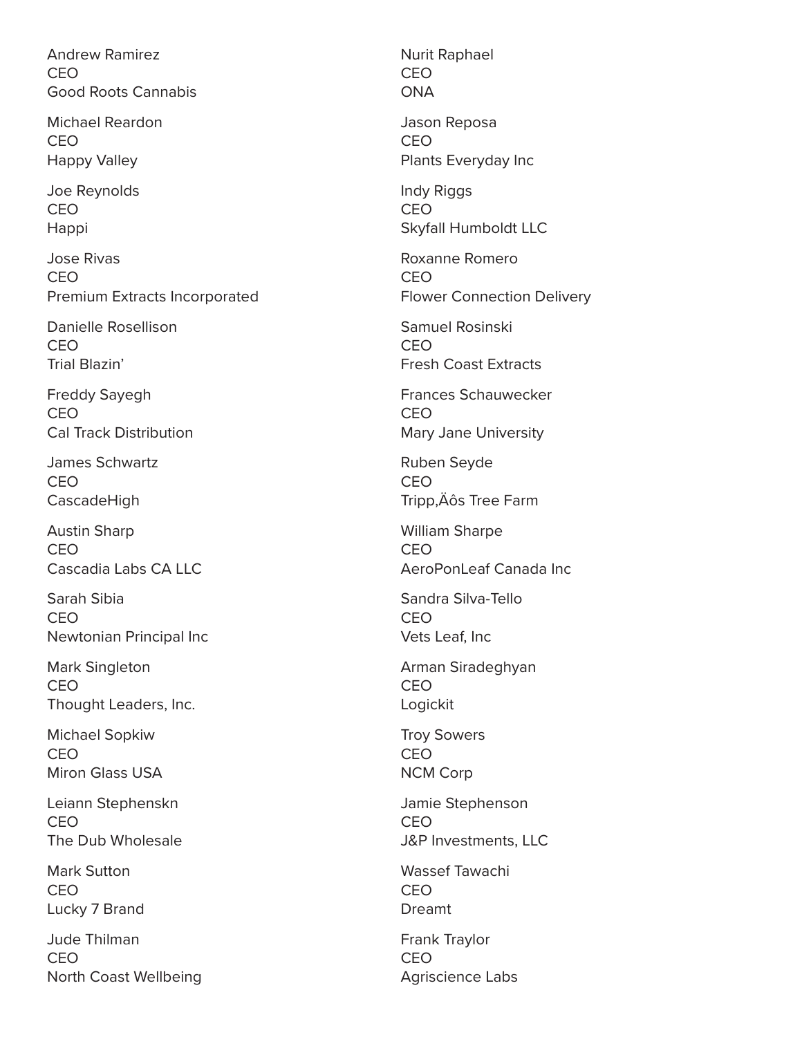Andrew Ramirez
CEO
Good Roots Cannabis

Michael Reardon
CEO
Happy Valley

Joe Reynolds
CEO
Happi

Jose Rivas
CEO
Premium Extracts Incorporated

Danielle Rosellison
CEO
Trial Blazin'

Freddy Sayegh
CEO
Cal Track Distribution

James Schwartz
CEO
CascadeHigh

Austin Sharp
CEO
Cascadia Labs CA LLC

Sarah Sibia
CEO
Newtonian Principal Inc

Mark Singleton
CEO
Thought Leaders, Inc.

Michael Sopkiw
CEO
Miron Glass USA

Leiann Stephenskn
CEO
The Dub Wholesale

Mark Sutton
CEO
Lucky 7 Brand

Jude Thilman
CEO
North Coast Wellbeing

Nurit Raphael
CEO
ONA

Jason Reposa
CEO
Plants Everyday Inc

Indy Riggs
CEO
Skyfall Humboldt LLC

Roxanne Romero
CEO
Flower Connection Delivery

Samuel Rosinski
CEO
Fresh Coast Extracts

Frances Schauwecker
CEO
Mary Jane University

Ruben Seyde
CEO
Tripp‚Äôs Tree Farm

William Sharpe
CEO
AeroPonLeaf Canada Inc

Sandra Silva-Tello
CEO
Vets Leaf, Inc

Arman Siradeghyan
CEO
Logickit

Troy Sowers
CEO
NCM Corp

Jamie Stephenson
CEO
J&P Investments, LLC

Wassef Tawachi
CEO
Dreamt

Frank Traylor
CEO
Agriscience Labs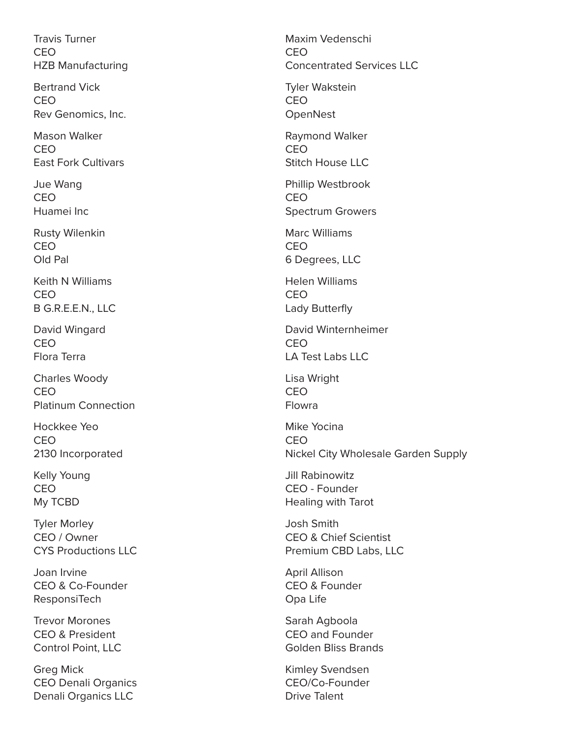Travis Turner
CEO
HZB Manufacturing

Bertrand Vick
CEO
Rev Genomics, Inc.

Mason Walker
CEO
East Fork Cultivars

Jue Wang
CEO
Huamei Inc

Rusty Wilenkin
CEO
Old Pal

Keith N Williams
CEO
B G.R.E.E.N., LLC

David Wingard
CEO
Flora Terra

Charles Woody
CEO
Platinum Connection

Hockkee Yeo
CEO
2130 Incorporated

Kelly Young
CEO
My TCBD

Tyler Morley
CEO / Owner
CYS Productions LLC

Joan Irvine
CEO & Co-Founder
ResponsiTech

Trevor Morones
CEO & President
Control Point, LLC

Greg Mick
CEO Denali Organics
Denali Organics LLC

Maxim Vedenschi
CEO
Concentrated Services LLC

Tyler Wakstein
CEO
OpenNest

Raymond Walker
CEO
Stitch House LLC

Phillip Westbrook
CEO
Spectrum Growers

Marc Williams
CEO
6 Degrees, LLC

Helen Williams
CEO
Lady Butterfly

David Winternheimer
CEO
LA Test Labs LLC

Lisa Wright
CEO
Flowra

Mike Yocina
CEO
Nickel City Wholesale Garden Supply

Jill Rabinowitz
CEO - Founder
Healing with Tarot

Josh Smith
CEO & Chief Scientist
Premium CBD Labs, LLC

April Allison
CEO & Founder
Opa Life

Sarah Agboola
CEO and Founder
Golden Bliss Brands

Kimley Svendsen
CEO/Co-Founder
Drive Talent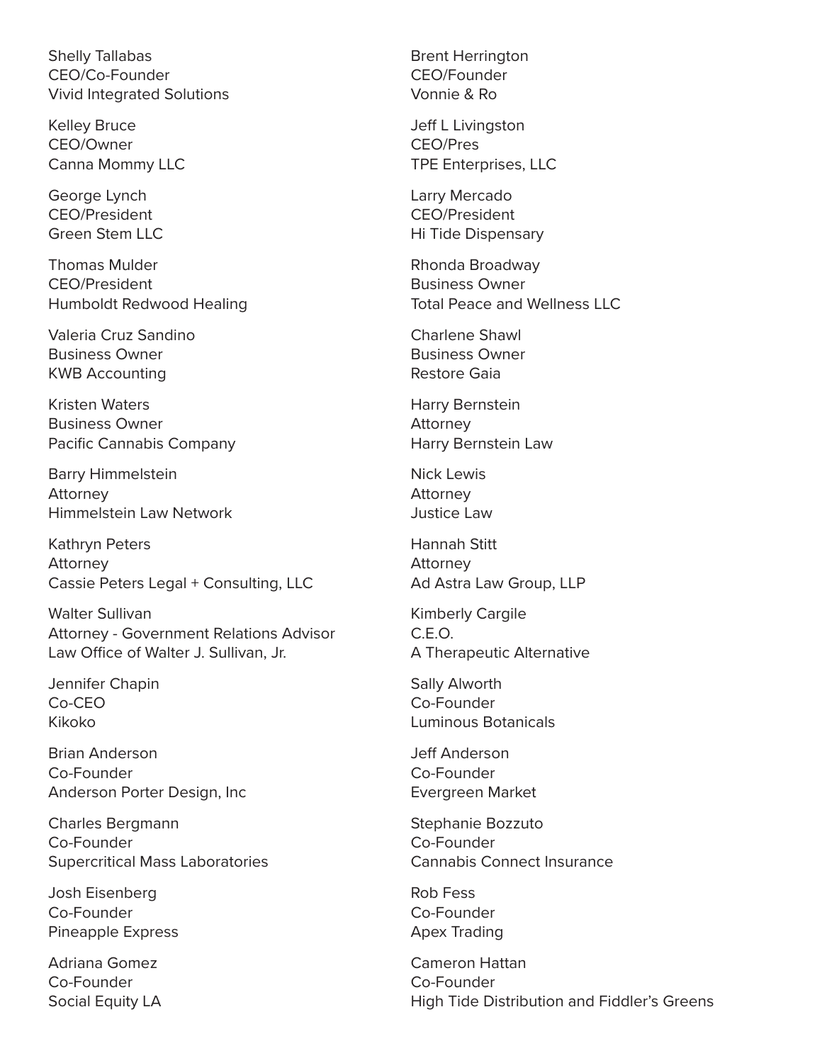Shelly Tallabas
CEO/Co-Founder
Vivid Integrated Solutions

Kelley Bruce
CEO/Owner
Canna Mommy LLC

George Lynch
CEO/President
Green Stem LLC

Thomas Mulder
CEO/President
Humboldt Redwood Healing

Valeria Cruz Sandino
Business Owner
KWB Accounting

Kristen Waters
Business Owner
Pacific Cannabis Company

Barry Himmelstein
Attorney
Himmelstein Law Network

Kathryn Peters
Attorney
Cassie Peters Legal + Consulting, LLC

Walter Sullivan
Attorney - Government Relations Advisor
Law Office of Walter J. Sullivan, Jr.

Jennifer Chapin
Co-CEO
Kikoko

Brian Anderson
Co-Founder
Anderson Porter Design, Inc

Charles Bergmann
Co-Founder
Supercritical Mass Laboratories

Josh Eisenberg
Co-Founder
Pineapple Express

Adriana Gomez
Co-Founder
Social Equity LA

Brent Herrington
CEO/Founder
Vonnie & Ro

Jeff L Livingston
CEO/Pres
TPE Enterprises, LLC

Larry Mercado
CEO/President
Hi Tide Dispensary

Rhonda Broadway
Business Owner
Total Peace and Wellness LLC

Charlene Shawl
Business Owner
Restore Gaia

Harry Bernstein
Attorney
Harry Bernstein Law

Nick Lewis
Attorney
Justice Law

Hannah Stitt
Attorney
Ad Astra Law Group, LLP

Kimberly Cargile
C.E.O.
A Therapeutic Alternative

Sally Alworth
Co-Founder
Luminous Botanicals

Jeff Anderson
Co-Founder
Evergreen Market

Stephanie Bozzuto
Co-Founder
Cannabis Connect Insurance

Rob Fess
Co-Founder
Apex Trading

Cameron Hattan
Co-Founder
High Tide Distribution and Fiddler's Greens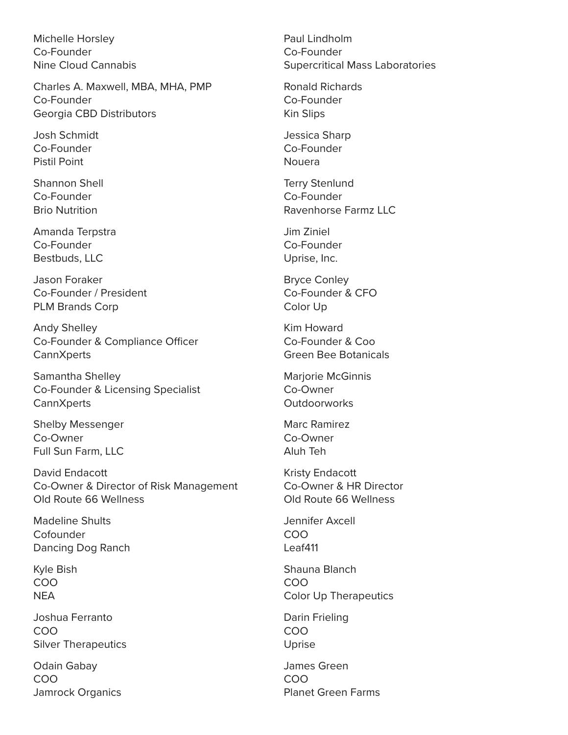Michelle Horsley
Co-Founder
Nine Cloud Cannabis

Charles A. Maxwell, MBA, MHA, PMP
Co-Founder
Georgia CBD Distributors

Josh Schmidt
Co-Founder
Pistil Point

Shannon Shell
Co-Founder
Brio Nutrition

Amanda Terpstra
Co-Founder
Bestbuds, LLC

Jason Foraker
Co-Founder / President
PLM Brands Corp

Andy Shelley
Co-Founder & Compliance Officer
CannXperts

Samantha Shelley
Co-Founder & Licensing Specialist
CannXperts

Shelby Messenger
Co-Owner
Full Sun Farm, LLC

David Endacott
Co-Owner & Director of Risk Management
Old Route 66 Wellness

Madeline Shults
Cofounder
Dancing Dog Ranch

Kyle Bish
COO
NEA

Joshua Ferranto
COO
Silver Therapeutics

Odain Gabay
COO
Jamrock Organics

Paul Lindholm
Co-Founder
Supercritical Mass Laboratories

Ronald Richards
Co-Founder
Kin Slips

Jessica Sharp
Co-Founder
Nouera

Terry Stenlund
Co-Founder
Ravenhorse Farmz LLC

Jim Ziniel
Co-Founder
Uprise, Inc.

Bryce Conley
Co-Founder & CFO
Color Up

Kim Howard
Co-Founder & Coo
Green Bee Botanicals

Marjorie McGinnis
Co-Owner
Outdoorworks

Marc Ramirez
Co-Owner
Aluh Teh

Kristy Endacott
Co-Owner & HR Director
Old Route 66 Wellness

Jennifer Axcell
COO
Leaf411

Shauna Blanch
COO
Color Up Therapeutics

Darin Frieling
COO
Uprise

James Green
COO
Planet Green Farms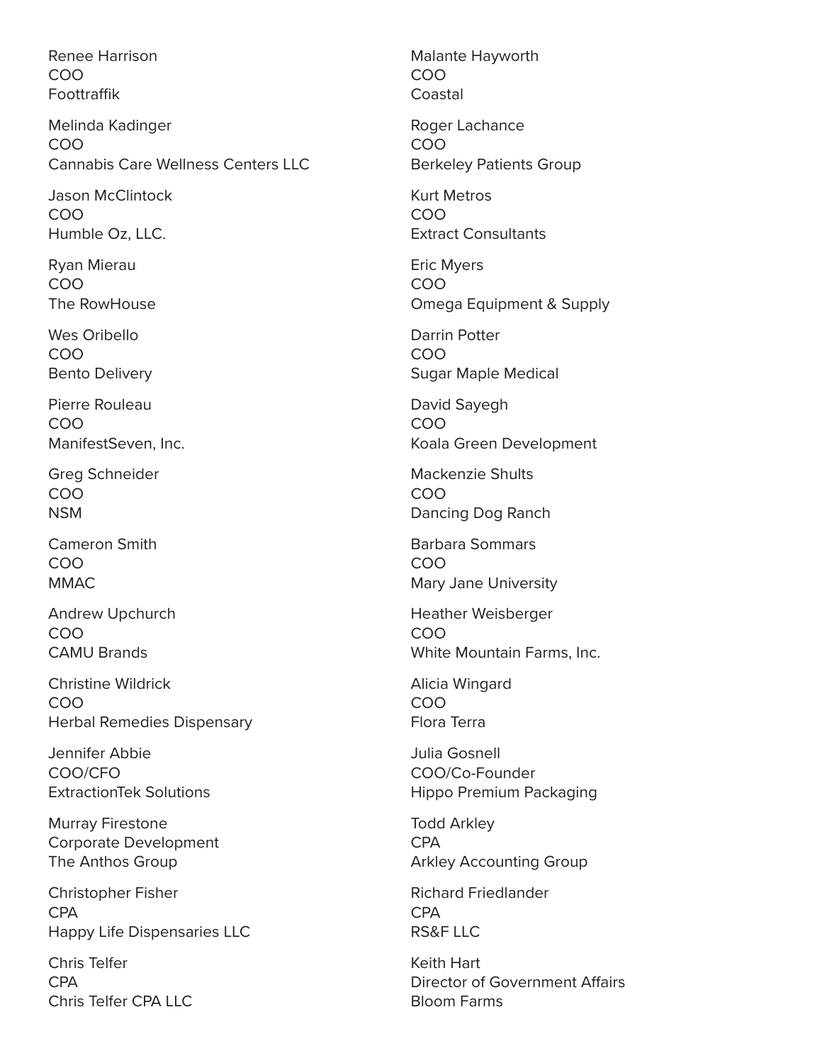Renee Harrison
COO
Foottraffik

Melinda Kadinger
COO
Cannabis Care Wellness Centers LLC

Jason McClintock
COO
Humble Oz, LLC.

Ryan Mierau
COO
The RowHouse

Wes Oribello
COO
Bento Delivery

Pierre Rouleau
COO
ManifestSeven, Inc.

Greg Schneider
COO
NSM

Cameron Smith
COO
MMAC

Andrew Upchurch
COO
CAMU Brands

Christine Wildrick
COO
Herbal Remedies Dispensary

Jennifer Abbie
COO/CFO
ExtractionTek Solutions

Murray Firestone
Corporate Development
The Anthos Group

Christopher Fisher
CPA
Happy Life Dispensaries LLC

Chris Telfer
CPA
Chris Telfer CPA LLC

Malante Hayworth
COO
Coastal

Roger Lachance
COO
Berkeley Patients Group

Kurt Metros
COO
Extract Consultants

Eric Myers
COO
Omega Equipment & Supply

Darrin Potter
COO
Sugar Maple Medical

David Sayegh
COO
Koala Green Development

Mackenzie Shults
COO
Dancing Dog Ranch

Barbara Sommars
COO
Mary Jane University

Heather Weisberger
COO
White Mountain Farms, Inc.

Alicia Wingard
COO
Flora Terra

Julia Gosnell
COO/Co-Founder
Hippo Premium Packaging

Todd Arkley
CPA
Arkley Accounting Group

Richard Friedlander
CPA
RS&F LLC

Keith Hart
Director of Government Affairs
Bloom Farms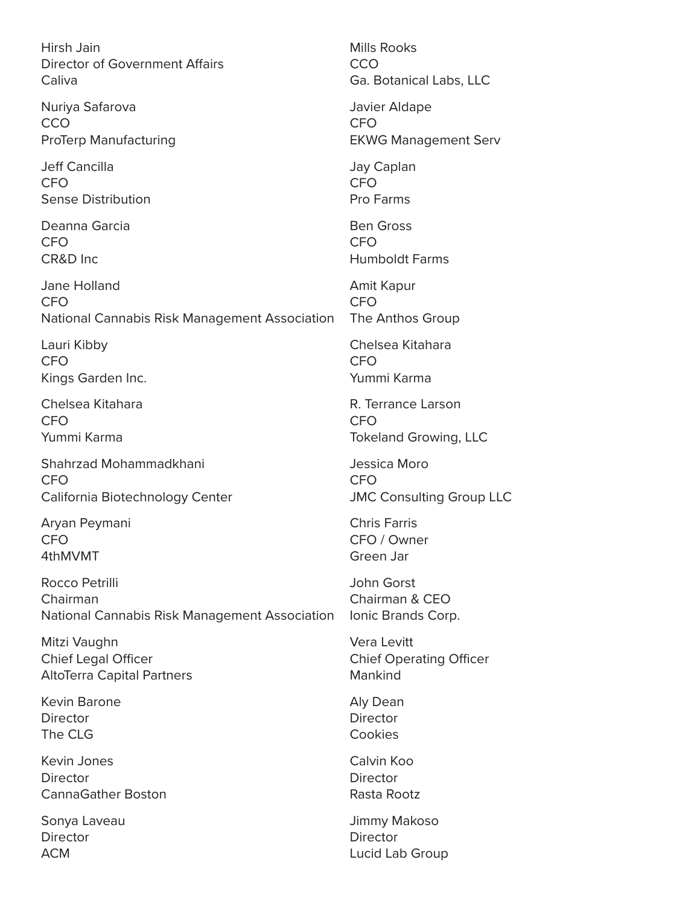Hirsh Jain
Director of Government Affairs
Caliva

Nuriya Safarova
CCO
ProTerp Manufacturing

Jeff Cancilla
CFO
Sense Distribution

Deanna Garcia
CFO
CR&D Inc

Jane Holland
CFO
National Cannabis Risk Management Association

Lauri Kibby
CFO
Kings Garden Inc.

Chelsea Kitahara
CFO
Yummi Karma

Shahrzad Mohammadkhani
CFO
California Biotechnology Center

Aryan Peymani
CFO
4thMVMT

Rocco Petrilli
Chairman
National Cannabis Risk Management Association

Mitzi Vaughn
Chief Legal Officer
AltoTerra Capital Partners

Kevin Barone
Director
The CLG

Kevin Jones
Director
CannaGather Boston

Sonya Laveau
Director
ACM

Mills Rooks
CCO
Ga. Botanical Labs, LLC

Javier Aldape
CFO
EKWG Management Serv

Jay Caplan
CFO
Pro Farms

Ben Gross
CFO
Humboldt Farms

Amit Kapur
CFO
The Anthos Group

Chelsea Kitahara
CFO
Yummi Karma

R. Terrance Larson
CFO
Tokeland Growing, LLC

Jessica Moro
CFO
JMC Consulting Group LLC

Chris Farris
CFO / Owner
Green Jar

John Gorst
Chairman & CEO
Ionic Brands Corp.

Vera Levitt
Chief Operating Officer
Mankind

Aly Dean
Director
Cookies

Calvin Koo
Director
Rasta Rootz

Jimmy Makoso
Director
Lucid Lab Group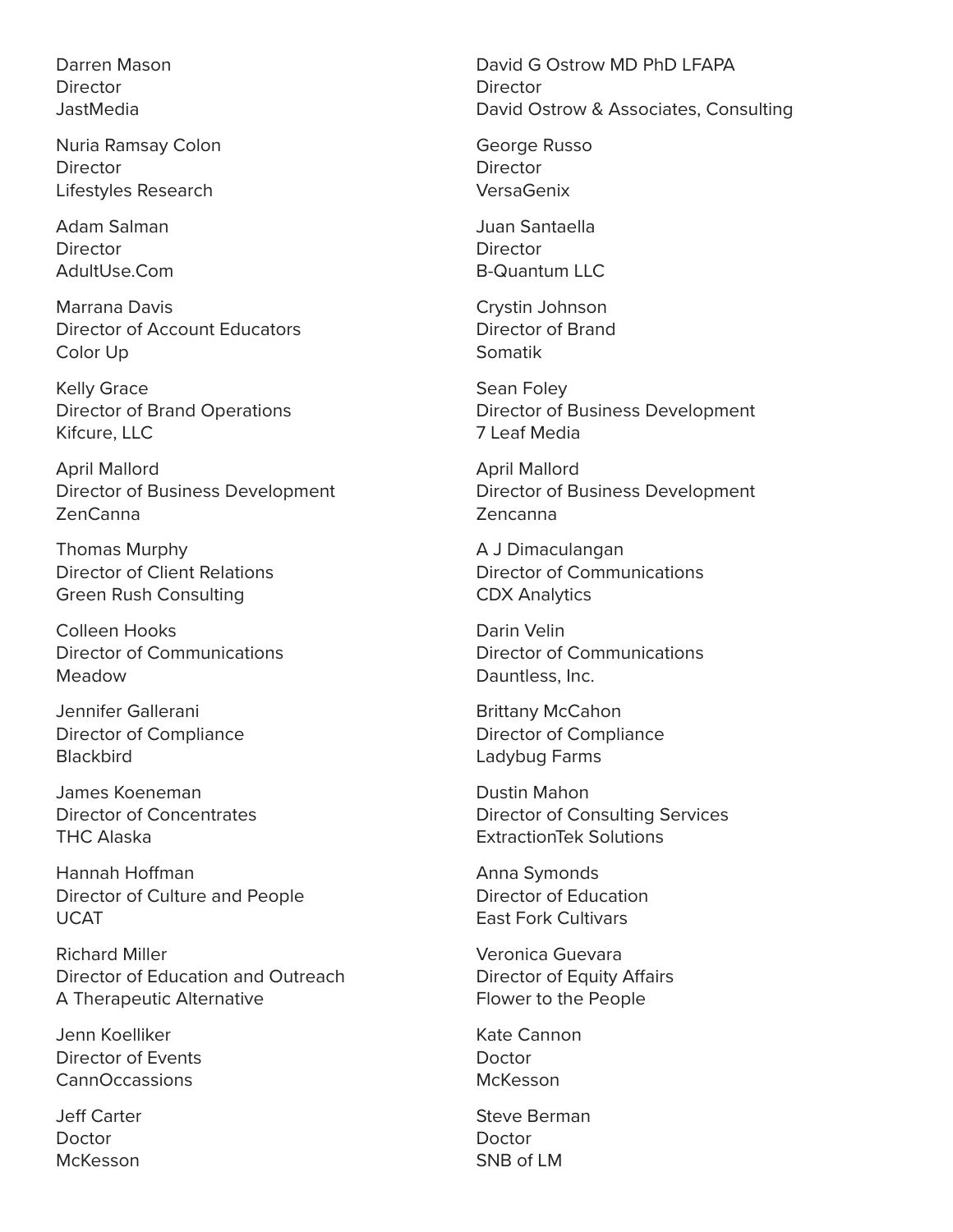Darren Mason
Director
JastMedia

Nuria Ramsay Colon
Director
Lifestyles Research

Adam Salman
Director
AdultUse.Com

Marrana Davis
Director of Account Educators
Color Up

Kelly Grace
Director of Brand Operations
Kifcure, LLC

April Mallord
Director of Business Development
ZenCanna

Thomas Murphy
Director of Client Relations
Green Rush Consulting

Colleen Hooks
Director of Communications
Meadow

Jennifer Gallerani
Director of Compliance
Blackbird

James Koeneman
Director of Concentrates
THC Alaska

Hannah Hoffman
Director of Culture and People
UCAT

Richard Miller
Director of Education and Outreach
A Therapeutic Alternative

Jenn Koelliker
Director of Events
CannOccassions

Jeff Carter
Doctor
McKesson

David G Ostrow MD PhD LFAPA
Director
David Ostrow & Associates, Consulting

George Russo
Director
VersaGenix

Juan Santaella
Director
B-Quantum LLC

Crystin Johnson
Director of Brand
Somatik

Sean Foley
Director of Business Development
7 Leaf Media

April Mallord
Director of Business Development
Zencanna

A J Dimaculangan
Director of Communications
CDX Analytics

Darin Velin
Director of Communications
Dauntless, Inc.

Brittany McCahon
Director of Compliance
Ladybug Farms

Dustin Mahon
Director of Consulting Services
ExtractionTek Solutions

Anna Symonds
Director of Education
East Fork Cultivars

Veronica Guevara
Director of Equity Affairs
Flower to the People

Kate Cannon
Doctor
McKesson

Steve Berman
Doctor
SNB of LM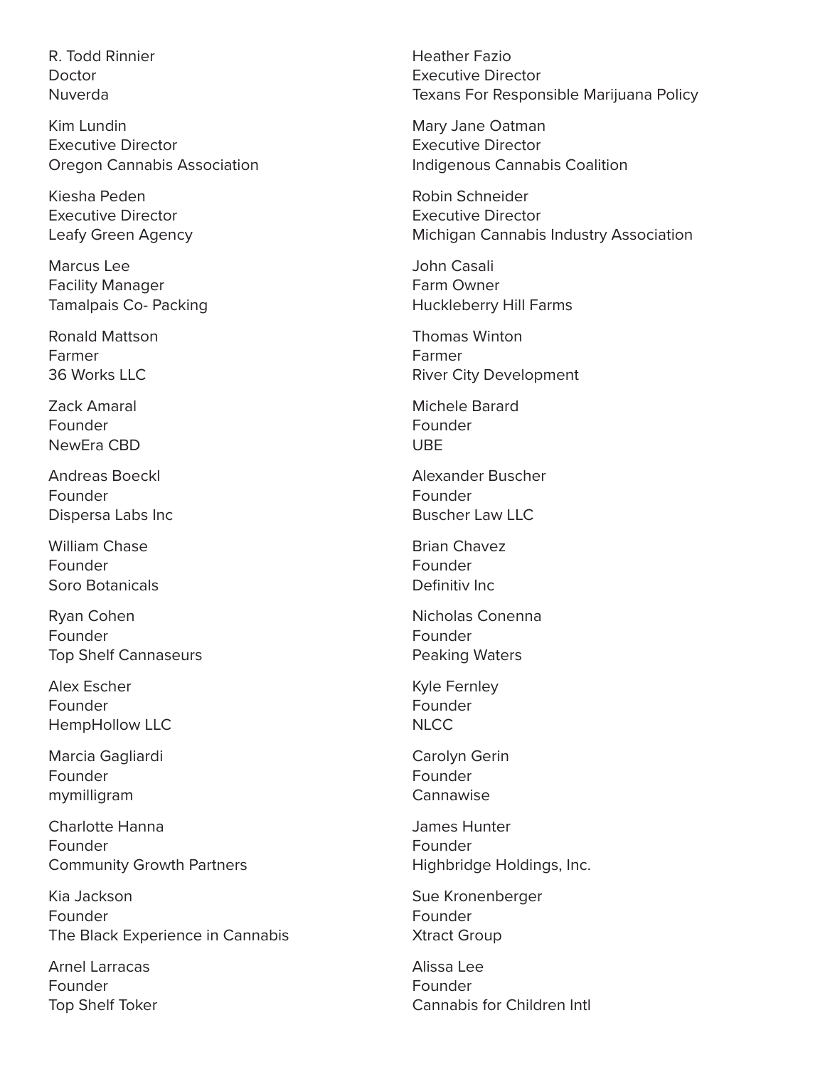R. Todd Rinnier
Doctor
Nuverda

Kim Lundin
Executive Director
Oregon Cannabis Association

Kiesha Peden
Executive Director
Leafy Green Agency

Marcus Lee
Facility Manager
Tamalpais Co- Packing

Ronald Mattson
Farmer
36 Works LLC

Zack Amaral
Founder
NewEra CBD

Andreas Boeckl
Founder
Dispersa Labs Inc

William Chase
Founder
Soro Botanicals

Ryan Cohen
Founder
Top Shelf Cannaseurs

Alex Escher
Founder
HempHollow LLC

Marcia Gagliardi
Founder
mymilligram

Charlotte Hanna
Founder
Community Growth Partners

Kia Jackson
Founder
The Black Experience in Cannabis

Arnel Larracas
Founder
Top Shelf Toker

Heather Fazio
Executive Director
Texans For Responsible Marijuana Policy

Mary Jane Oatman
Executive Director
Indigenous Cannabis Coalition

Robin Schneider
Executive Director
Michigan Cannabis Industry Association

John Casali
Farm Owner
Huckleberry Hill Farms

Thomas Winton
Farmer
River City Development

Michele Barard
Founder
UBE

Alexander Buscher
Founder
Buscher Law LLC

Brian Chavez
Founder
Definitiv Inc

Nicholas Conenna
Founder
Peaking Waters

Kyle Fernley
Founder
NLCC

Carolyn Gerin
Founder
Cannawise

James Hunter
Founder
Highbridge Holdings, Inc.

Sue Kronenberger
Founder
Xtract Group

Alissa Lee
Founder
Cannabis for Children Intl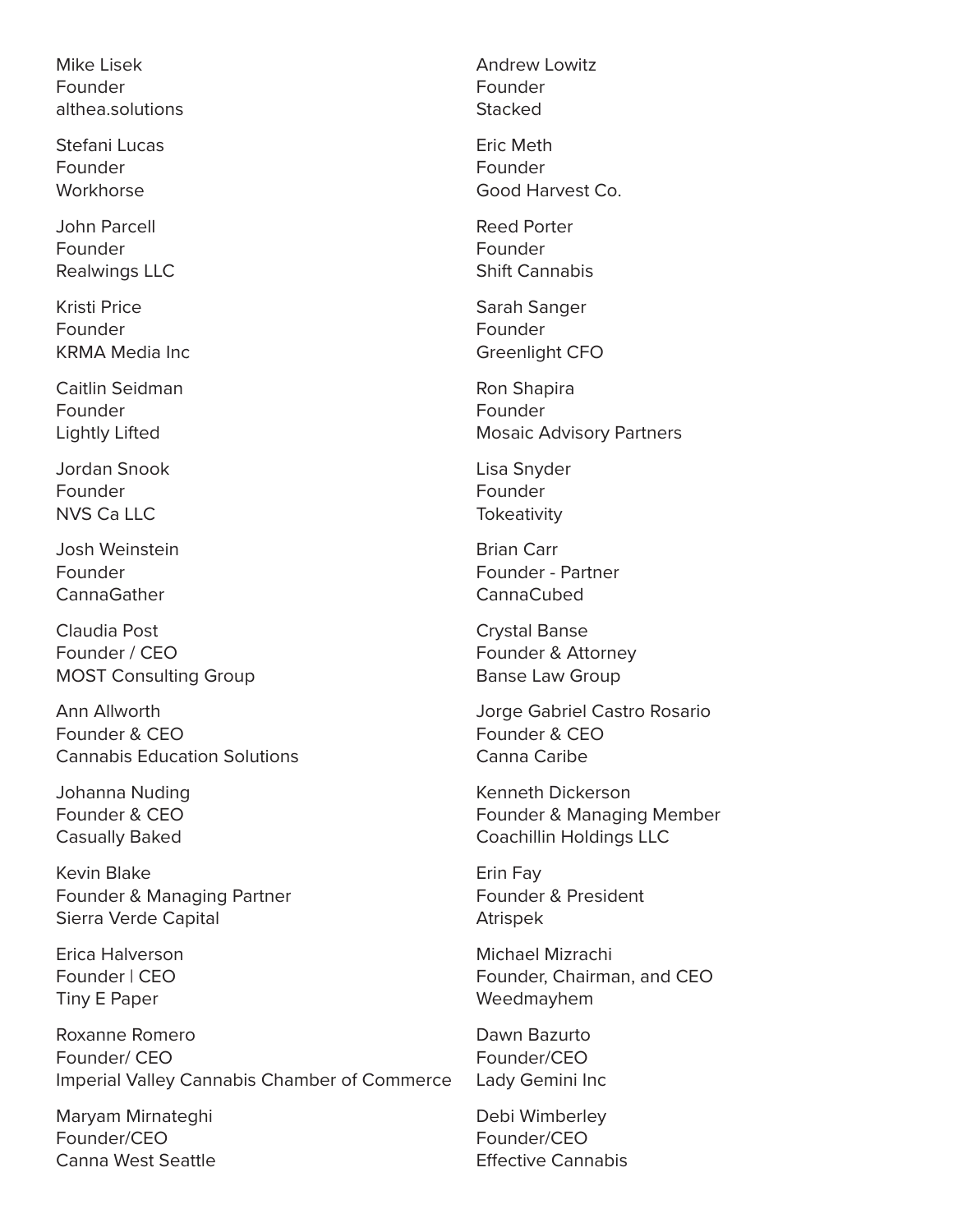Mike Lisek
Founder
althea.solutions

Stefani Lucas
Founder
Workhorse

John Parcell
Founder
Realwings LLC

Kristi Price
Founder
KRMA Media Inc

Caitlin Seidman
Founder
Lightly Lifted

Jordan Snook
Founder
NVS Ca LLC

Josh Weinstein
Founder
CannaGather

Claudia Post
Founder / CEO
MOST Consulting Group

Ann Allworth
Founder & CEO
Cannabis Education Solutions

Johanna Nuding
Founder & CEO
Casually Baked

Kevin Blake
Founder & Managing Partner
Sierra Verde Capital

Erica Halverson
Founder | CEO
Tiny E Paper

Roxanne Romero
Founder/ CEO
Imperial Valley Cannabis Chamber of Commerce

Maryam Mirnateghi
Founder/CEO
Canna West Seattle

Andrew Lowitz
Founder
Stacked

Eric Meth
Founder
Good Harvest Co.

Reed Porter
Founder
Shift Cannabis

Sarah Sanger
Founder
Greenlight CFO

Ron Shapira
Founder
Mosaic Advisory Partners

Lisa Snyder
Founder
Tokeativity

Brian Carr
Founder - Partner
CannaCubed

Crystal Banse
Founder & Attorney
Banse Law Group

Jorge Gabriel Castro Rosario
Founder & CEO
Canna Caribe

Kenneth Dickerson
Founder & Managing Member
Coachillin Holdings LLC

Erin Fay
Founder & President
Atrispek

Michael Mizrachi
Founder, Chairman, and CEO
Weedmayhem

Dawn Bazurto
Founder/CEO
Lady Gemini Inc

Debi Wimberley
Founder/CEO
Effective Cannabis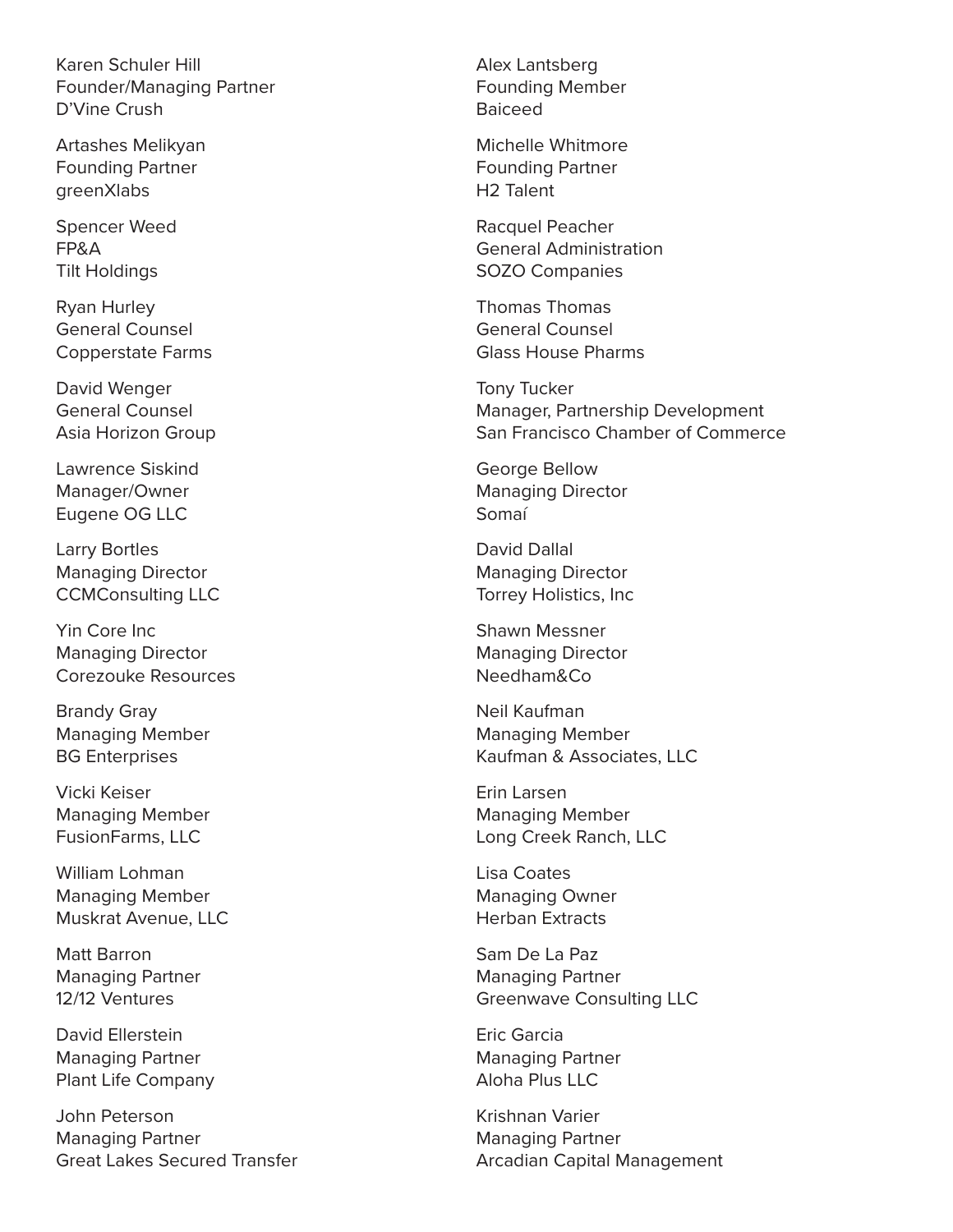Karen Schuler Hill
Founder/Managing Partner
D'Vine Crush

Artashes Melikyan
Founding Partner
greenXlabs

Spencer Weed
FP&A
Tilt Holdings

Ryan Hurley
General Counsel
Copperstate Farms

David Wenger
General Counsel
Asia Horizon Group

Lawrence Siskind
Manager/Owner
Eugene OG LLC

Larry Bortles
Managing Director
CCMConsulting LLC

Yin Core Inc
Managing Director
Corezouke Resources

Brandy Gray
Managing Member
BG Enterprises

Vicki Keiser
Managing Member
FusionFarms, LLC

William Lohman
Managing Member
Muskrat Avenue, LLC

Matt Barron
Managing Partner
12/12 Ventures

David Ellerstein
Managing Partner
Plant Life Company

John Peterson
Managing Partner
Great Lakes Secured Transfer

Alex Lantsberg
Founding Member
Baiceed

Michelle Whitmore
Founding Partner
H2 Talent

Racquel Peacher
General Administration
SOZO Companies

Thomas Thomas
General Counsel
Glass House Pharms

Tony Tucker
Manager, Partnership Development
San Francisco Chamber of Commerce

George Bellow
Managing Director
Somaí

David Dallal
Managing Director
Torrey Holistics, Inc

Shawn Messner
Managing Director
Needham&Co

Neil Kaufman
Managing Member
Kaufman & Associates, LLC

Erin Larsen
Managing Member
Long Creek Ranch, LLC

Lisa Coates
Managing Owner
Herban Extracts

Sam De La Paz
Managing Partner
Greenwave Consulting LLC

Eric Garcia
Managing Partner
Aloha Plus LLC

Krishnan Varier
Managing Partner
Arcadian Capital Management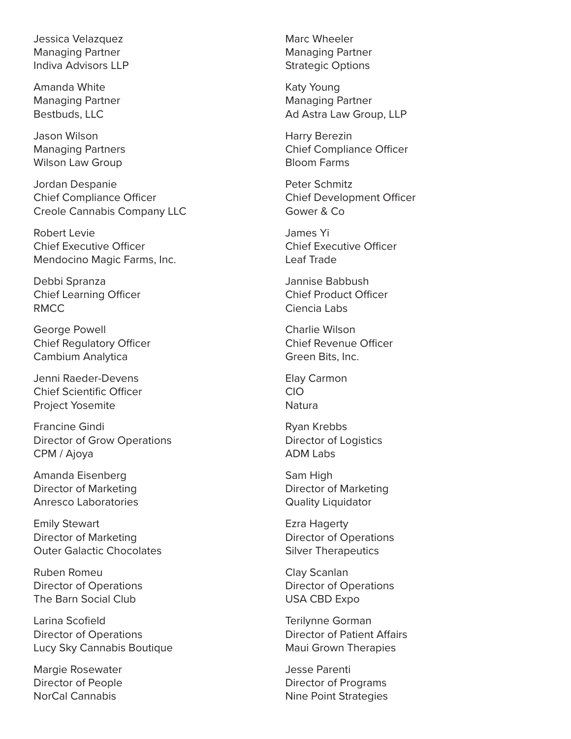Jessica Velazquez
Managing Partner
Indiva Advisors LLP

Amanda White
Managing Partner
Bestbuds, LLC

Jason Wilson
Managing Partners
Wilson Law Group

Jordan Despanie
Chief Compliance Officer
Creole Cannabis Company LLC

Robert Levie
Chief Executive Officer
Mendocino Magic Farms, Inc.

Debbi Spranza
Chief Learning Officer
RMCC

George Powell
Chief Regulatory Officer
Cambium Analytica

Jenni Raeder-Devens
Chief Scientific Officer
Project Yosemite

Francine Gindi
Director of Grow Operations
CPM / Ajoya

Amanda Eisenberg
Director of Marketing
Anresco Laboratories

Emily Stewart
Director of Marketing
Outer Galactic Chocolates

Ruben Romeu
Director of Operations
The Barn Social Club

Larina Scofield
Director of Operations
Lucy Sky Cannabis Boutique

Margie Rosewater
Director of People
NorCal Cannabis

Marc Wheeler
Managing Partner
Strategic Options

Katy Young
Managing Partner
Ad Astra Law Group, LLP

Harry Berezin
Chief Compliance Officer
Bloom Farms

Peter Schmitz
Chief Development Officer
Gower & Co

James Yi
Chief Executive Officer
Leaf Trade

Jannise Babbush
Chief Product Officer
Ciencia Labs

Charlie Wilson
Chief Revenue Officer
Green Bits, Inc.

Elay Carmon
CIO
Natura

Ryan Krebbs
Director of Logistics
ADM Labs

Sam High
Director of Marketing
Quality Liquidator

Ezra Hagerty
Director of Operations
Silver Therapeutics

Clay Scanlan
Director of Operations
USA CBD Expo

Terilynne Gorman
Director of Patient Affairs
Maui Grown Therapies

Jesse Parenti
Director of Programs
Nine Point Strategies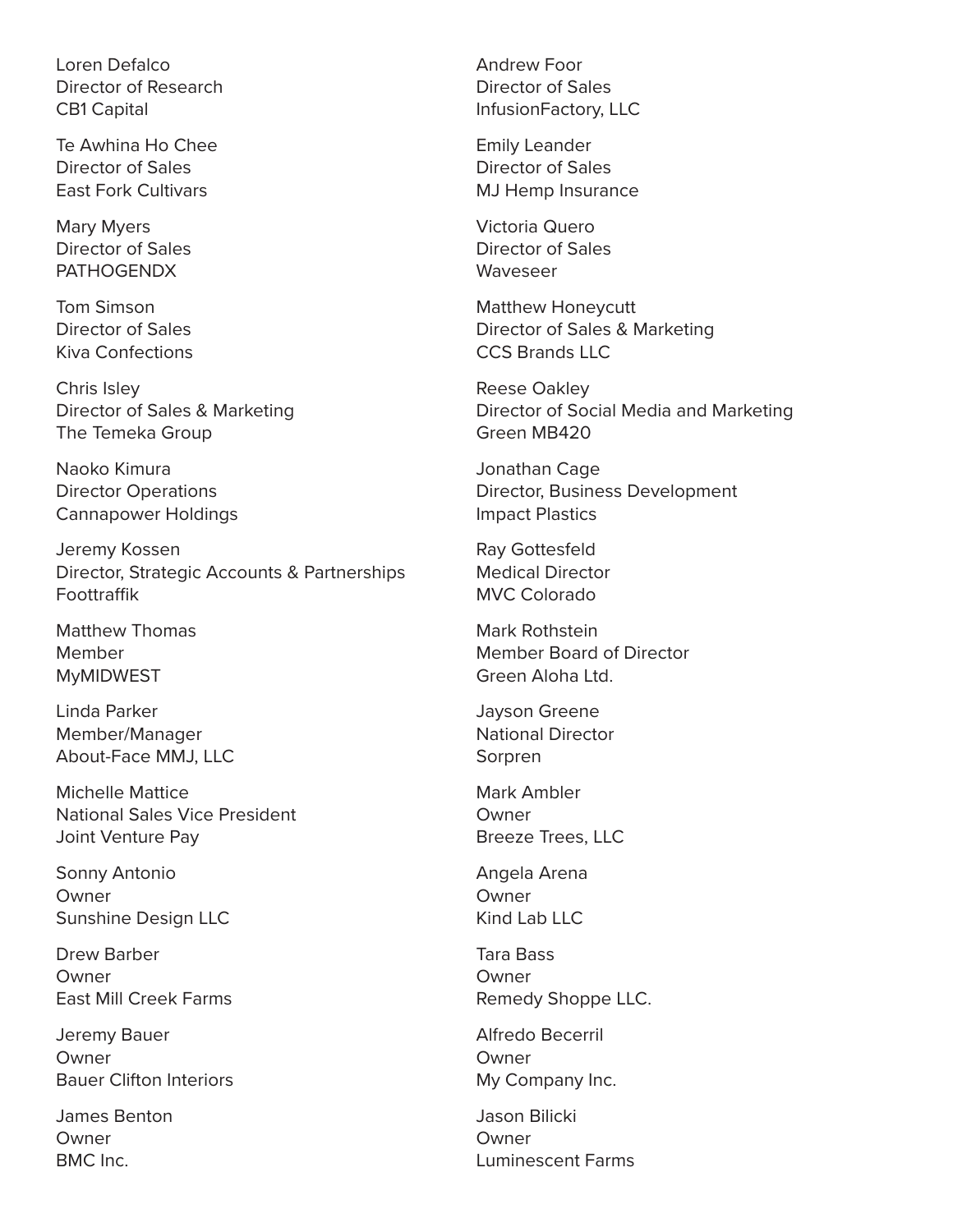Loren Defalco
Director of Research
CB1 Capital

Te Awhina Ho Chee
Director of Sales
East Fork Cultivars

Mary Myers
Director of Sales
PATHOGENDX

Tom Simson
Director of Sales
Kiva Confections

Chris Isley
Director of Sales & Marketing
The Temeka Group

Naoko Kimura
Director Operations
Cannapower Holdings

Jeremy Kossen
Director, Strategic Accounts & Partnerships
Foottraffik

Matthew Thomas
Member
MyMIDWEST

Linda Parker
Member/Manager
About-Face MMJ, LLC

Michelle Mattice
National Sales Vice President
Joint Venture Pay

Sonny Antonio
Owner
Sunshine Design LLC

Drew Barber
Owner
East Mill Creek Farms

Jeremy Bauer
Owner
Bauer Clifton Interiors

James Benton
Owner
BMC Inc.

Andrew Foor
Director of Sales
InfusionFactory, LLC

Emily Leander
Director of Sales
MJ Hemp Insurance

Victoria Quero
Director of Sales
Waveseer

Matthew Honeycutt
Director of Sales & Marketing
CCS Brands LLC

Reese Oakley
Director of Social Media and Marketing
Green MB420

Jonathan Cage
Director, Business Development
Impact Plastics

Ray Gottesfeld
Medical Director
MVC Colorado

Mark Rothstein
Member Board of Director
Green Aloha Ltd.

Jayson Greene
National Director
Sorpren

Mark Ambler
Owner
Breeze Trees, LLC

Angela Arena
Owner
Kind Lab LLC

Tara Bass
Owner
Remedy Shoppe LLC.

Alfredo Becerril
Owner
My Company Inc.

Jason Bilicki
Owner
Luminescent Farms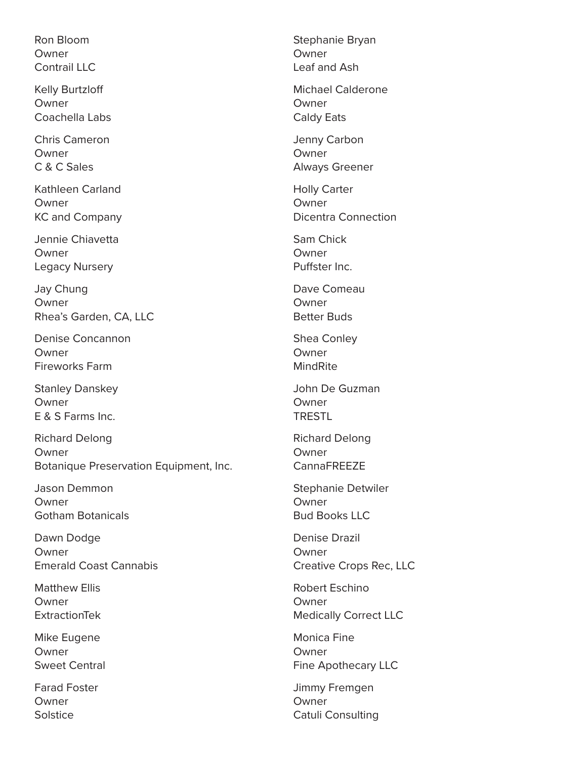Ron Bloom
Owner
Contrail LLC

Kelly Burtzloff
Owner
Coachella Labs

Chris Cameron
Owner
C & C Sales

Kathleen Carland
Owner
KC and Company

Jennie Chiavetta
Owner
Legacy Nursery

Jay Chung
Owner
Rhea's Garden, CA, LLC

Denise Concannon
Owner
Fireworks Farm

Stanley Danskey
Owner
E & S Farms Inc.

Richard Delong
Owner
Botanique Preservation Equipment, Inc.

Jason Demmon
Owner
Gotham Botanicals

Dawn Dodge
Owner
Emerald Coast Cannabis

Matthew Ellis
Owner
ExtractionTek

Mike Eugene
Owner
Sweet Central

Farad Foster
Owner
Solstice

Stephanie Bryan
Owner
Leaf and Ash

Michael Calderone
Owner
Caldy Eats

Jenny Carbon
Owner
Always Greener

Holly Carter
Owner
Dicentra Connection

Sam Chick
Owner
Puffster Inc.

Dave Comeau
Owner
Better Buds

Shea Conley
Owner
MindRite

John De Guzman
Owner
TRESTL

Richard Delong
Owner
CannaFREEZE

Stephanie Detwiler
Owner
Bud Books LLC

Denise Drazil
Owner
Creative Crops Rec, LLC

Robert Eschino
Owner
Medically Correct LLC

Monica Fine
Owner
Fine Apothecary LLC

Jimmy Fremgen
Owner
Catuli Consulting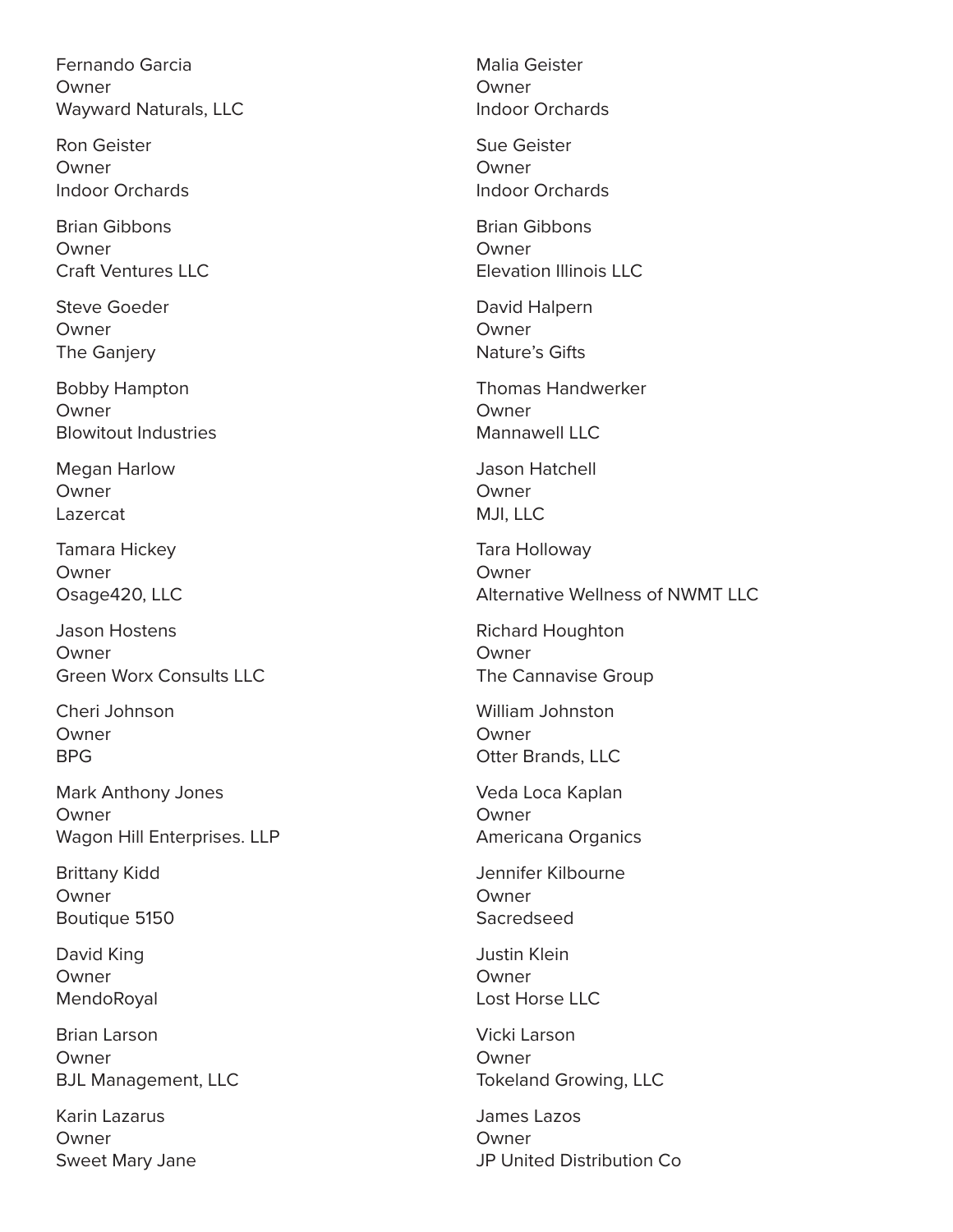Fernando Garcia
Owner
Wayward Naturals, LLC

Ron Geister
Owner
Indoor Orchards

Brian Gibbons
Owner
Craft Ventures LLC

Steve Goeder
Owner
The Ganjery

Bobby Hampton
Owner
Blowitout Industries

Megan Harlow
Owner
Lazercat

Tamara Hickey
Owner
Osage420, LLC

Jason Hostens
Owner
Green Worx Consults LLC

Cheri Johnson
Owner
BPG

Mark Anthony Jones
Owner
Wagon Hill Enterprises. LLP

Brittany Kidd
Owner
Boutique 5150

David King
Owner
MendoRoyal

Brian Larson
Owner
BJL Management, LLC

Karin Lazarus
Owner
Sweet Mary Jane

Malia Geister
Owner
Indoor Orchards

Sue Geister
Owner
Indoor Orchards

Brian Gibbons
Owner
Elevation Illinois LLC

David Halpern
Owner
Nature's Gifts

Thomas Handwerker
Owner
Mannawell LLC

Jason Hatchell
Owner
MJI, LLC

Tara Holloway
Owner
Alternative Wellness of NWMT LLC

Richard Houghton
Owner
The Cannavise Group

William Johnston
Owner
Otter Brands, LLC

Veda Loca Kaplan
Owner
Americana Organics

Jennifer Kilbourne
Owner
Sacredseed

Justin Klein
Owner
Lost Horse LLC

Vicki Larson
Owner
Tokeland Growing, LLC

James Lazos
Owner
JP United Distribution Co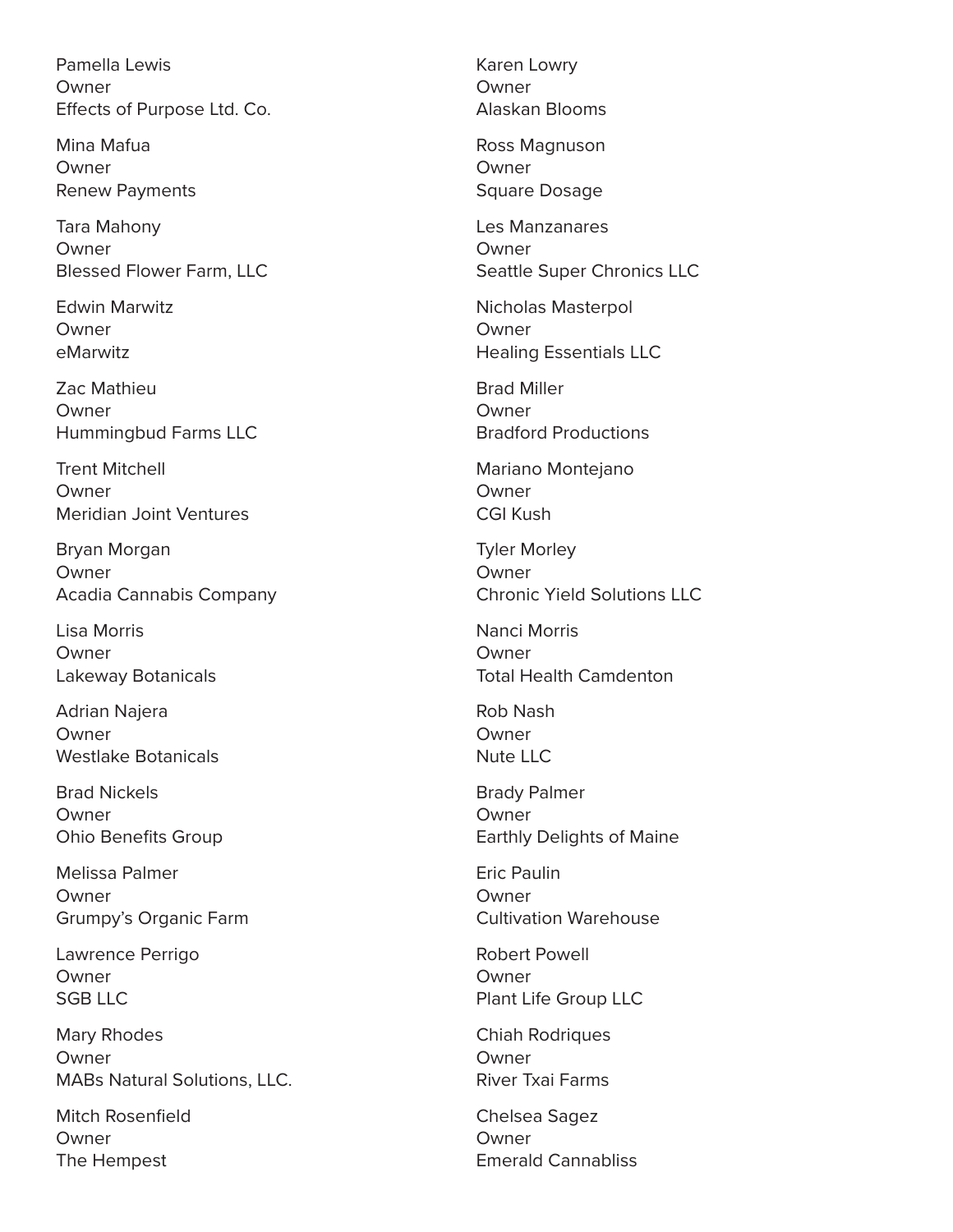Pamella Lewis
Owner
Effects of Purpose Ltd. Co.

Mina Mafua
Owner
Renew Payments

Tara Mahony
Owner
Blessed Flower Farm, LLC

Edwin Marwitz
Owner
eMarwitz

Zac Mathieu
Owner
Hummingbud Farms LLC

Trent Mitchell
Owner
Meridian Joint Ventures

Bryan Morgan
Owner
Acadia Cannabis Company

Lisa Morris
Owner
Lakeway Botanicals

Adrian Najera
Owner
Westlake Botanicals

Brad Nickels
Owner
Ohio Benefits Group

Melissa Palmer
Owner
Grumpy's Organic Farm

Lawrence Perrigo
Owner
SGB LLC

Mary Rhodes
Owner
MABs Natural Solutions, LLC.

Mitch Rosenfield
Owner
The Hempest

Karen Lowry
Owner
Alaskan Blooms

Ross Magnuson
Owner
Square Dosage

Les Manzanares
Owner
Seattle Super Chronics LLC

Nicholas Masterpol
Owner
Healing Essentials LLC

Brad Miller
Owner
Bradford Productions

Mariano Montejano
Owner
CGI Kush

Tyler Morley
Owner
Chronic Yield Solutions LLC

Nanci Morris
Owner
Total Health Camdenton

Rob Nash
Owner
Nute LLC

Brady Palmer
Owner
Earthly Delights of Maine

Eric Paulin
Owner
Cultivation Warehouse

Robert Powell
Owner
Plant Life Group LLC

Chiah Rodriques
Owner
River Txai Farms

Chelsea Sagez
Owner
Emerald Cannabliss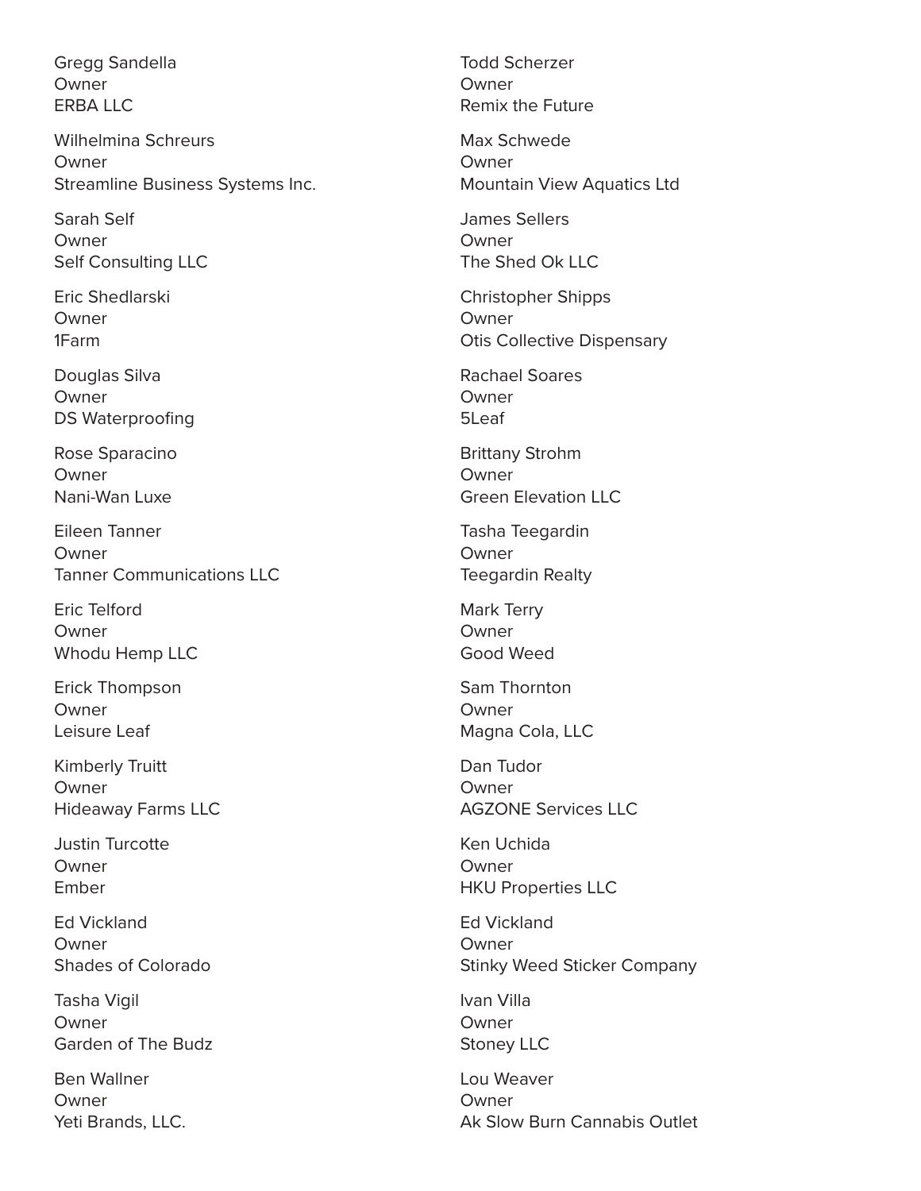Gregg Sandella
Owner
ERBA LLC

Wilhelmina Schreurs
Owner
Streamline Business Systems Inc.

Sarah Self
Owner
Self Consulting LLC

Eric Shedlarski
Owner
1Farm

Douglas Silva
Owner
DS Waterproofing

Rose Sparacino
Owner
Nani-Wan Luxe

Eileen Tanner
Owner
Tanner Communications LLC

Eric Telford
Owner
Whodu Hemp LLC

Erick Thompson
Owner
Leisure Leaf

Kimberly Truitt
Owner
Hideaway Farms LLC

Justin Turcotte
Owner
Ember

Ed Vickland
Owner
Shades of Colorado

Tasha Vigil
Owner
Garden of The Budz

Ben Wallner
Owner
Yeti Brands, LLC.

Todd Scherzer
Owner
Remix the Future

Max Schwede
Owner
Mountain View Aquatics Ltd

James Sellers
Owner
The Shed Ok LLC

Christopher Shipps
Owner
Otis Collective Dispensary

Rachael Soares
Owner
5Leaf

Brittany Strohm
Owner
Green Elevation LLC

Tasha Teegardin
Owner
Teegardin Realty

Mark Terry
Owner
Good Weed

Sam Thornton
Owner
Magna Cola, LLC

Dan Tudor
Owner
AGZONE Services LLC

Ken Uchida
Owner
HKU Properties LLC

Ed Vickland
Owner
Stinky Weed Sticker Company

Ivan Villa
Owner
Stoney LLC

Lou Weaver
Owner
Ak Slow Burn Cannabis Outlet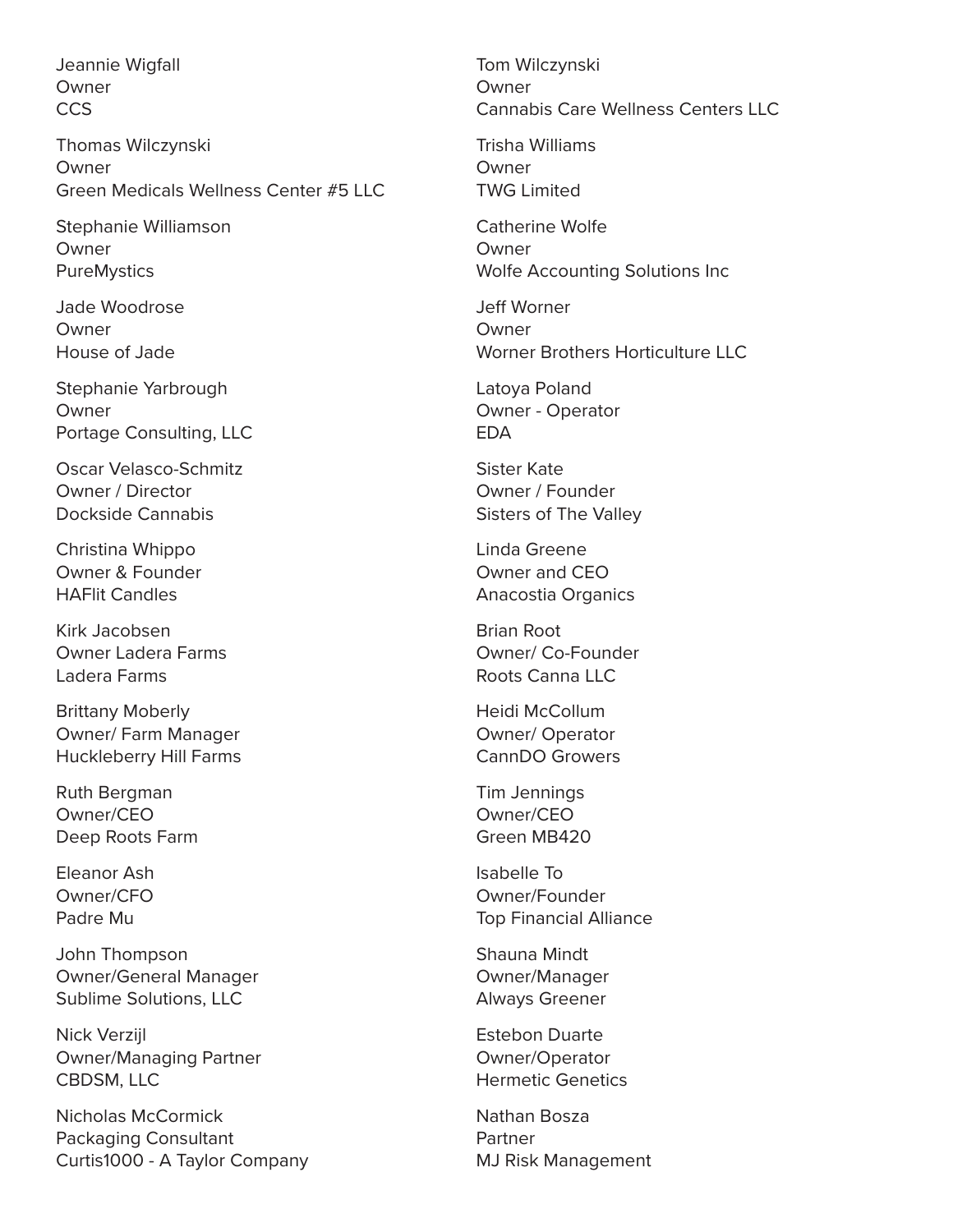Jeannie Wigfall
Owner
CCS

Thomas Wilczynski
Owner
Green Medicals Wellness Center #5 LLC

Stephanie Williamson
Owner
PureMystics

Jade Woodrose
Owner
House of Jade

Stephanie Yarbrough
Owner
Portage Consulting, LLC

Oscar Velasco-Schmitz
Owner / Director
Dockside Cannabis

Christina Whippo
Owner & Founder
HAFlit Candles

Kirk Jacobsen
Owner Ladera Farms
Ladera Farms

Brittany Moberly
Owner/ Farm Manager
Huckleberry Hill Farms

Ruth Bergman
Owner/CEO
Deep Roots Farm

Eleanor Ash
Owner/CFO
Padre Mu

John Thompson
Owner/General Manager
Sublime Solutions, LLC

Nick Verzijl
Owner/Managing Partner
CBDSM, LLC

Nicholas McCormick
Packaging Consultant
Curtis1000 - A Taylor Company

Tom Wilczynski
Owner
Cannabis Care Wellness Centers LLC

Trisha Williams
Owner
TWG Limited

Catherine Wolfe
Owner
Wolfe Accounting Solutions Inc

Jeff Worner
Owner
Worner Brothers Horticulture LLC

Latoya Poland
Owner - Operator
EDA

Sister Kate
Owner / Founder
Sisters of The Valley

Linda Greene
Owner and CEO
Anacostia Organics

Brian Root
Owner/ Co-Founder
Roots Canna LLC

Heidi McCollum
Owner/ Operator
CannDO Growers

Tim Jennings
Owner/CEO
Green MB420

Isabelle To
Owner/Founder
Top Financial Alliance

Shauna Mindt
Owner/Manager
Always Greener

Estebon Duarte
Owner/Operator
Hermetic Genetics

Nathan Bosza
Partner
MJ Risk Management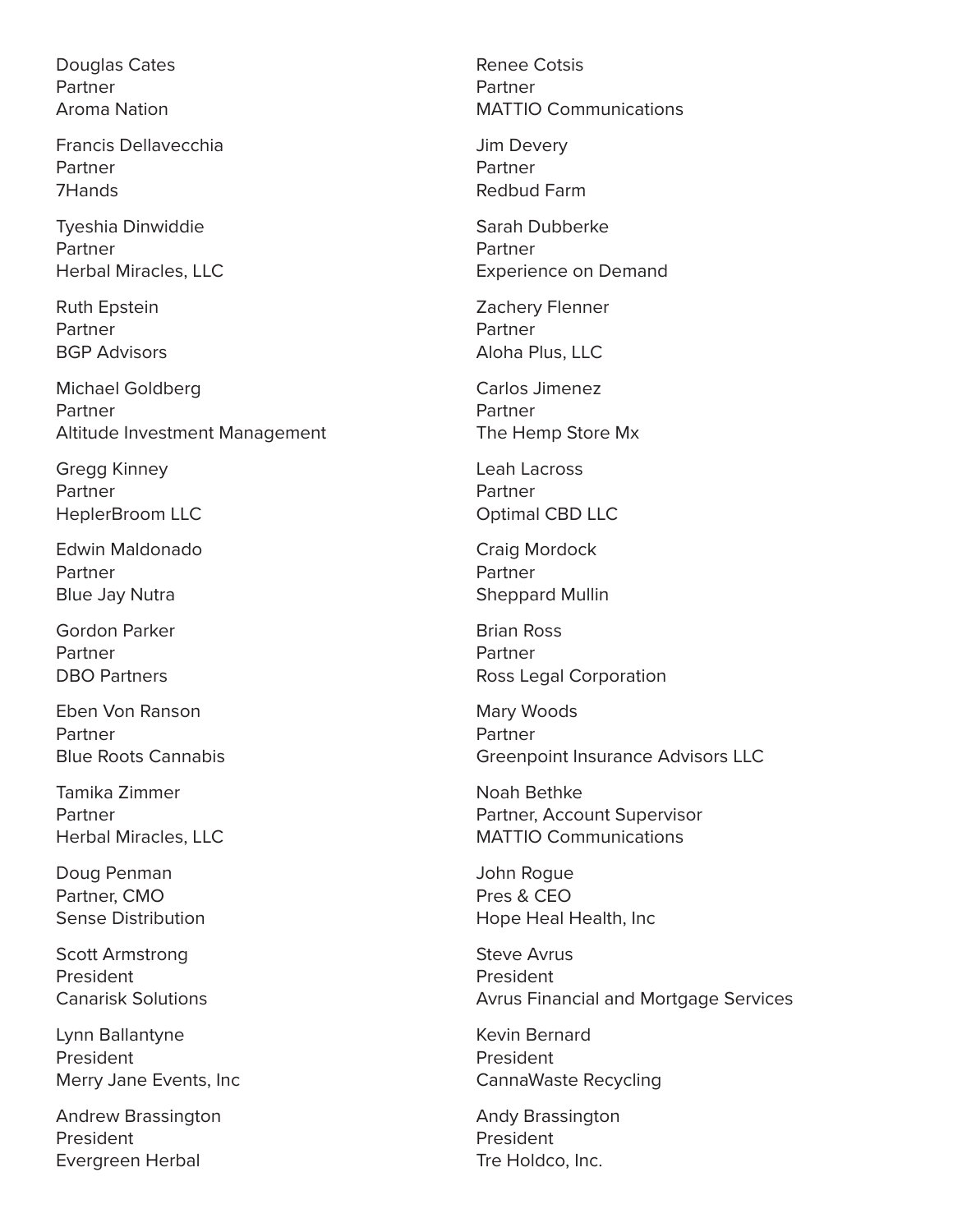Douglas Cates
Partner
Aroma Nation

Francis Dellavecchia
Partner
7Hands

Tyeshia Dinwiddie
Partner
Herbal Miracles, LLC

Ruth Epstein
Partner
BGP Advisors

Michael Goldberg
Partner
Altitude Investment Management

Gregg Kinney
Partner
HeplerBroom LLC

Edwin Maldonado
Partner
Blue Jay Nutra

Gordon Parker
Partner
DBO Partners

Eben Von Ranson
Partner
Blue Roots Cannabis

Tamika Zimmer
Partner
Herbal Miracles, LLC

Doug Penman
Partner, CMO
Sense Distribution

Scott Armstrong
President
Canarisk Solutions

Lynn Ballantyne
President
Merry Jane Events, Inc

Andrew Brassington
President
Evergreen Herbal

Renee Cotsis
Partner
MATTIO Communications

Jim Devery
Partner
Redbud Farm

Sarah Dubberke
Partner
Experience on Demand

Zachery Flenner
Partner
Aloha Plus, LLC

Carlos Jimenez
Partner
The Hemp Store Mx

Leah Lacross
Partner
Optimal CBD LLC

Craig Mordock
Partner
Sheppard Mullin

Brian Ross
Partner
Ross Legal Corporation

Mary Woods
Partner
Greenpoint Insurance Advisors LLC

Noah Bethke
Partner, Account Supervisor
MATTIO Communications

John Rogue
Pres & CEO
Hope Heal Health, Inc

Steve Avrus
President
Avrus Financial and Mortgage Services

Kevin Bernard
President
CannaWaste Recycling

Andy Brassington
President
Tre Holdco, Inc.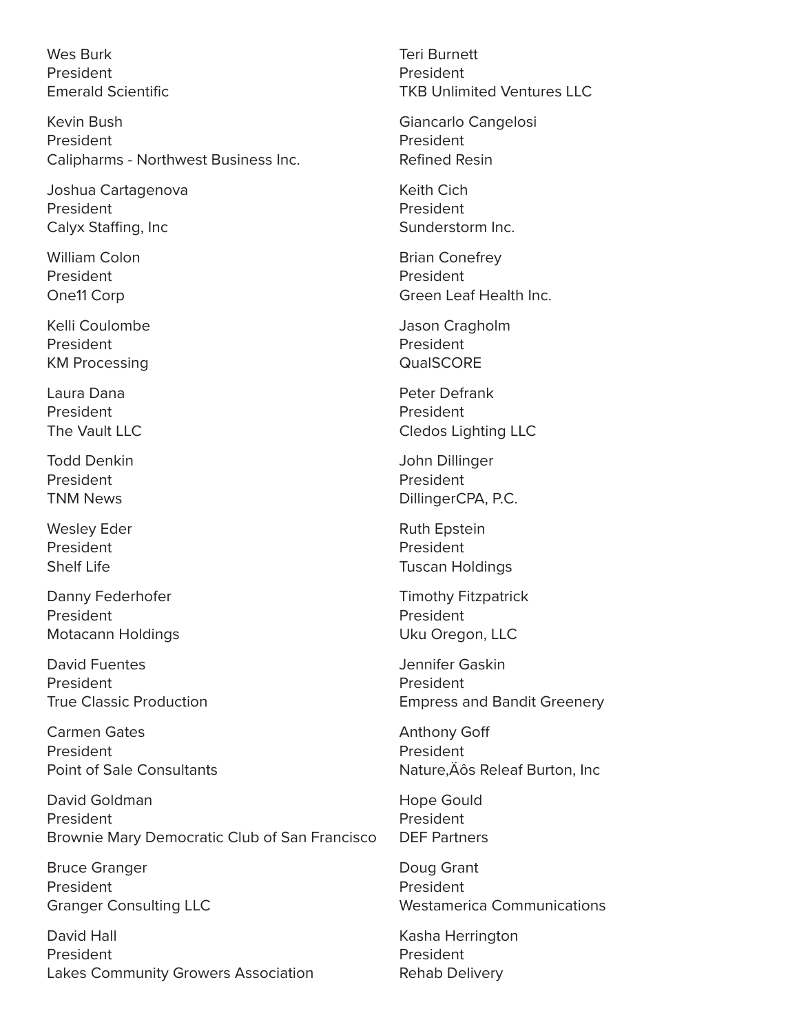Wes Burk
President
Emerald Scientific

Kevin Bush
President
Calipharms - Northwest Business Inc.

Joshua Cartagenova
President
Calyx Staffing, Inc

William Colon
President
One11 Corp

Kelli Coulombe
President
KM Processing

Laura Dana
President
The Vault LLC

Todd Denkin
President
TNM News

Wesley Eder
President
Shelf Life

Danny Federhofer
President
Motacann Holdings

David Fuentes
President
True Classic Production

Carmen Gates
President
Point of Sale Consultants

David Goldman
President
Brownie Mary Democratic Club of San Francisco

Bruce Granger
President
Granger Consulting LLC

David Hall
President
Lakes Community Growers Association

Teri Burnett
President
TKB Unlimited Ventures LLC

Giancarlo Cangelosi
President
Refined Resin

Keith Cich
President
Sunderstorm Inc.

Brian Conefrey
President
Green Leaf Health Inc.

Jason Cragholm
President
QualSCORE

Peter Defrank
President
Cledos Lighting LLC

John Dillinger
President
DillingerCPA, P.C.

Ruth Epstein
President
Tuscan Holdings

Timothy Fitzpatrick
President
Uku Oregon, LLC

Jennifer Gaskin
President
Empress and Bandit Greenery

Anthony Goff
President
Nature‚Äôs Releaf Burton, Inc

Hope Gould
President
DEF Partners

Doug Grant
President
Westamerica Communications

Kasha Herrington
President
Rehab Delivery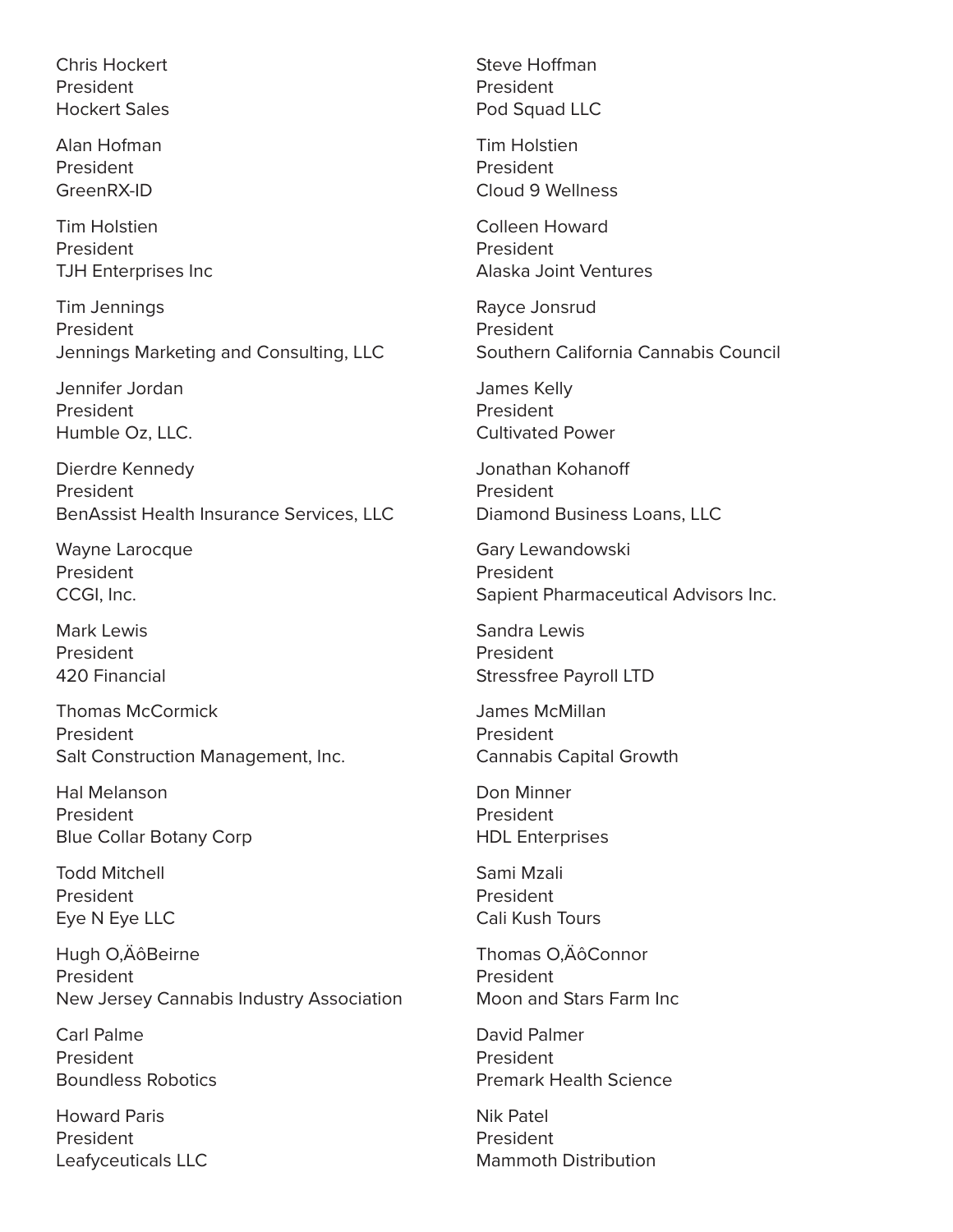Chris Hockert
President
Hockert Sales

Alan Hofman
President
GreenRX-ID

Tim Holstien
President
TJH Enterprises Inc

Tim Jennings
President
Jennings Marketing and Consulting, LLC

Jennifer Jordan
President
Humble Oz, LLC.

Dierdre Kennedy
President
BenAssist Health Insurance Services, LLC

Wayne Larocque
President
CCGI, Inc.

Mark Lewis
President
420 Financial

Thomas McCormick
President
Salt Construction Management, Inc.

Hal Melanson
President
Blue Collar Botany Corp

Todd Mitchell
President
Eye N Eye LLC

Hugh O‚ÄôBeirne
President
New Jersey Cannabis Industry Association

Carl Palme
President
Boundless Robotics

Howard Paris
President
Leafyceuticals LLC

Steve Hoffman
President
Pod Squad LLC

Tim Holstien
President
Cloud 9 Wellness

Colleen Howard
President
Alaska Joint Ventures

Rayce Jonsrud
President
Southern California Cannabis Council

James Kelly
President
Cultivated Power

Jonathan Kohanoff
President
Diamond Business Loans, LLC

Gary Lewandowski
President
Sapient Pharmaceutical Advisors Inc.

Sandra Lewis
President
Stressfree Payroll LTD

James McMillan
President
Cannabis Capital Growth

Don Minner
President
HDL Enterprises

Sami Mzali
President
Cali Kush Tours

Thomas O‚ÄôConnor
President
Moon and Stars Farm Inc

David Palmer
President
Premark Health Science

Nik Patel
President
Mammoth Distribution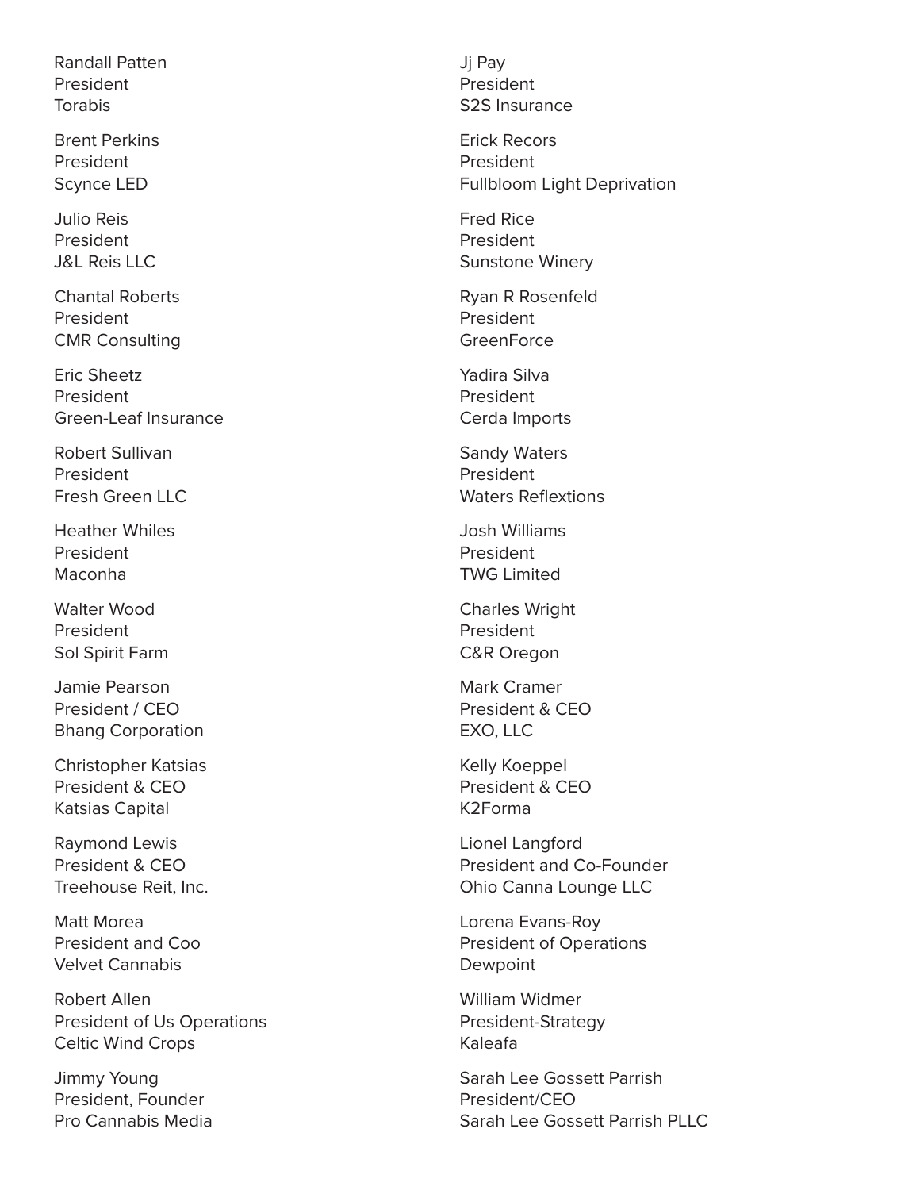Randall Patten
President
Torabis

Brent Perkins
President
Scynce LED

Julio Reis
President
J&L Reis LLC

Chantal Roberts
President
CMR Consulting

Eric Sheetz
President
Green-Leaf Insurance

Robert Sullivan
President
Fresh Green LLC

Heather Whiles
President
Maconha

Walter Wood
President
Sol Spirit Farm

Jamie Pearson
President / CEO
Bhang Corporation

Christopher Katsias
President & CEO
Katsias Capital

Raymond Lewis
President & CEO
Treehouse Reit, Inc.

Matt Morea
President and Coo
Velvet Cannabis

Robert Allen
President of Us Operations
Celtic Wind Crops

Jimmy Young
President, Founder
Pro Cannabis Media

Jj Pay
President
S2S Insurance

Erick Recors
President
Fullbloom Light Deprivation

Fred Rice
President
Sunstone Winery

Ryan R Rosenfeld
President
GreenForce

Yadira Silva
President
Cerda Imports

Sandy Waters
President
Waters Reflextions

Josh Williams
President
TWG Limited

Charles Wright
President
C&R Oregon

Mark Cramer
President & CEO
EXO, LLC

Kelly Koeppel
President & CEO
K2Forma

Lionel Langford
President and Co-Founder
Ohio Canna Lounge LLC

Lorena Evans-Roy
President of Operations
Dewpoint

William Widmer
President-Strategy
Kaleafa

Sarah Lee Gossett Parrish
President/CEO
Sarah Lee Gossett Parrish PLLC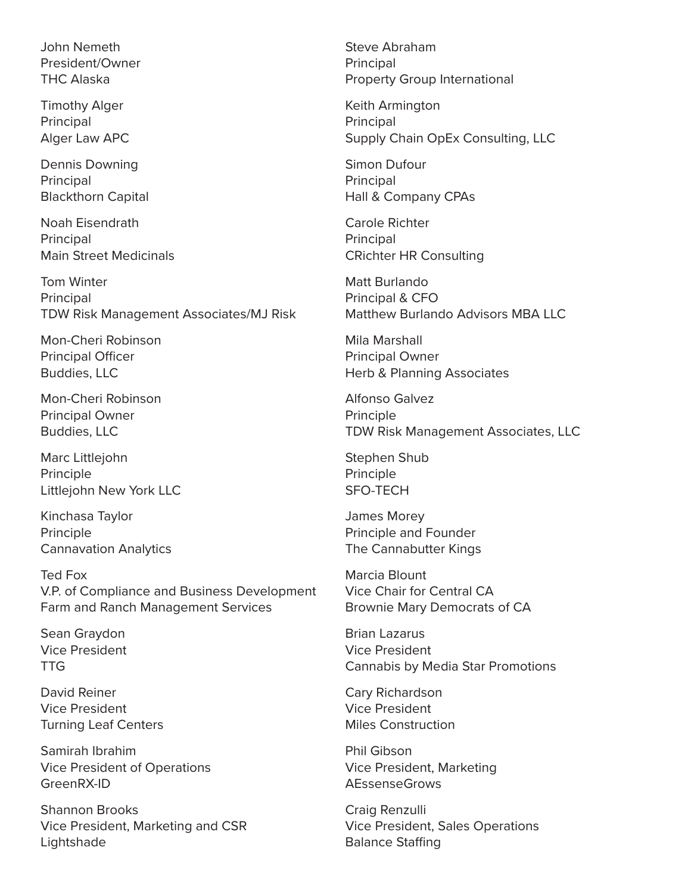John Nemeth
President/Owner
THC Alaska

Timothy Alger
Principal
Alger Law APC

Dennis Downing
Principal
Blackthorn Capital

Noah Eisendrath
Principal
Main Street Medicinals

Tom Winter
Principal
TDW Risk Management Associates/MJ Risk

Mon-Cheri Robinson
Principal Officer
Buddies, LLC

Mon-Cheri Robinson
Principal Owner
Buddies, LLC

Marc Littlejohn
Principle
Littlejohn New York LLC

Kinchasa Taylor
Principle
Cannavation Analytics

Ted Fox
V.P. of Compliance and Business Development
Farm and Ranch Management Services

Sean Graydon
Vice President
TTG

David Reiner
Vice President
Turning Leaf Centers

Samirah Ibrahim
Vice President of Operations
GreenRX-ID

Shannon Brooks
Vice President, Marketing and CSR
Lightshade

Steve Abraham
Principal
Property Group International

Keith Armington
Principal
Supply Chain OpEx Consulting, LLC

Simon Dufour
Principal
Hall & Company CPAs

Carole Richter
Principal
CRichter HR Consulting

Matt Burlando
Principal & CFO
Matthew Burlando Advisors MBA LLC

Mila Marshall
Principal Owner
Herb & Planning Associates

Alfonso Galvez
Principle
TDW Risk Management Associates, LLC

Stephen Shub
Principle
SFO-TECH

James Morey
Principle and Founder
The Cannabutter Kings

Marcia Blount
Vice Chair for Central CA
Brownie Mary Democrats of CA

Brian Lazarus
Vice President
Cannabis by Media Star Promotions

Cary Richardson
Vice President
Miles Construction

Phil Gibson
Vice President, Marketing
AEssenseGrows

Craig Renzulli
Vice President, Sales Operations
Balance Staffing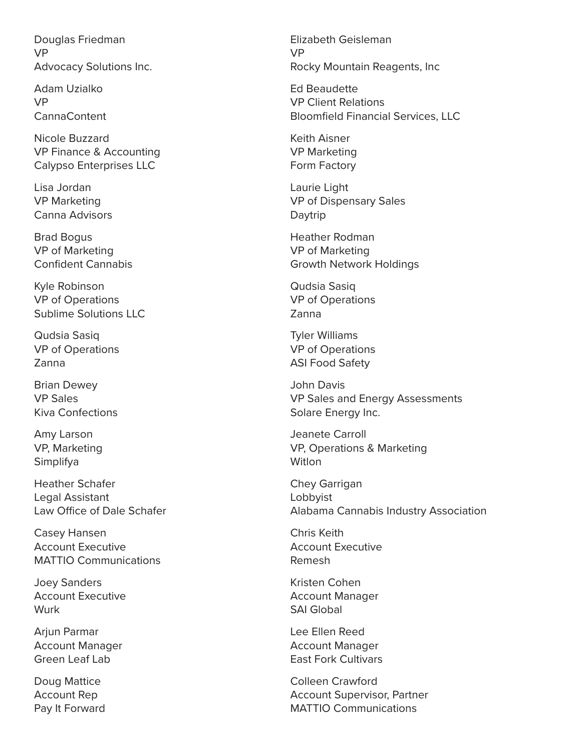Douglas Friedman
VP
Advocacy Solutions Inc.

Adam Uzialko
VP
CannaContent

Nicole Buzzard
VP Finance & Accounting
Calypso Enterprises LLC

Lisa Jordan
VP Marketing
Canna Advisors

Brad Bogus
VP of Marketing
Confident Cannabis

Kyle Robinson
VP of Operations
Sublime Solutions LLC

Qudsia Sasiq
VP of Operations
Zanna

Brian Dewey
VP Sales
Kiva Confections

Amy Larson
VP, Marketing
Simplifya

Heather Schafer
Legal Assistant
Law Office of Dale Schafer

Casey Hansen
Account Executive
MATTIO Communications

Joey Sanders
Account Executive
Wurk

Arjun Parmar
Account Manager
Green Leaf Lab

Doug Mattice
Account Rep
Pay It Forward

Elizabeth Geisleman
VP
Rocky Mountain Reagents, Inc

Ed Beaudette
VP Client Relations
Bloomfield Financial Services, LLC

Keith Aisner
VP Marketing
Form Factory

Laurie Light
VP of Dispensary Sales
Daytrip

Heather Rodman
VP of Marketing
Growth Network Holdings

Qudsia Sasiq
VP of Operations
Zanna

Tyler Williams
VP of Operations
ASI Food Safety

John Davis
VP Sales and Energy Assessments
Solare Energy Inc.

Jeanete Carroll
VP, Operations & Marketing
Witlon

Chey Garrigan
Lobbyist
Alabama Cannabis Industry Association

Chris Keith
Account Executive
Remesh

Kristen Cohen
Account Manager
SAI Global

Lee Ellen Reed
Account Manager
East Fork Cultivars

Colleen Crawford
Account Supervisor, Partner
MATTIO Communications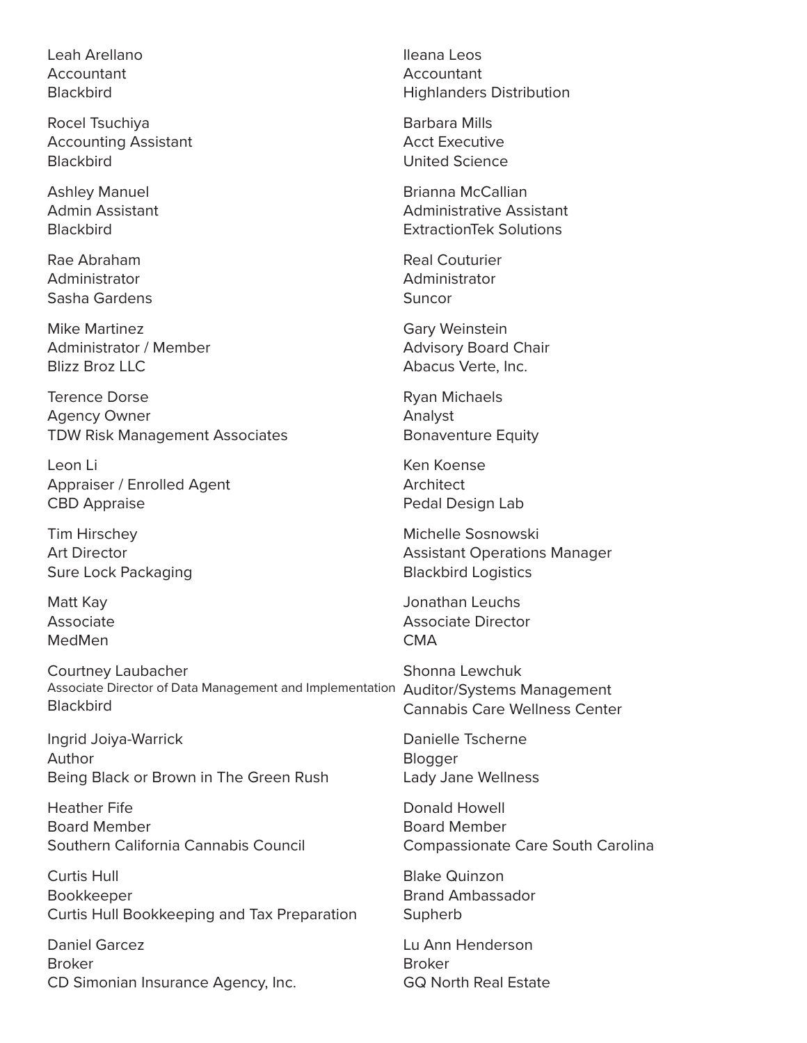Leah Arellano
Accountant
Blackbird

Rocel Tsuchiya
Accounting Assistant
Blackbird

Ashley Manuel
Admin Assistant
Blackbird

Rae Abraham
Administrator
Sasha Gardens

Mike Martinez
Administrator / Member
Blizz Broz LLC

Terence Dorse
Agency Owner
TDW Risk Management Associates

Leon Li
Appraiser / Enrolled Agent
CBD Appraise

Tim Hirschey
Art Director
Sure Lock Packaging

Matt Kay
Associate
MedMen

Courtney Laubacher
Associate Director of Data Management and Implementation
Blackbird

Ingrid Joiya-Warrick
Author
Being Black or Brown in The Green Rush

Heather Fife
Board Member
Southern California Cannabis Council

Curtis Hull
Bookkeeper
Curtis Hull Bookkeeping and Tax Preparation

Daniel Garcez
Broker
CD Simonian Insurance Agency, Inc.

Ileana Leos
Accountant
Highlanders Distribution

Barbara Mills
Acct Executive
United Science

Brianna McCallian
Administrative Assistant
ExtractionTek Solutions

Real Couturier
Administrator
Suncor

Gary Weinstein
Advisory Board Chair
Abacus Verte, Inc.

Ryan Michaels
Analyst
Bonaventure Equity

Ken Koense
Architect
Pedal Design Lab

Michelle Sosnowski
Assistant Operations Manager
Blackbird Logistics

Jonathan Leuchs
Associate Director
CMA

Shonna Lewchuk
Auditor/Systems Management
Cannabis Care Wellness Center

Danielle Tscherne
Blogger
Lady Jane Wellness

Donald Howell
Board Member
Compassionate Care South Carolina

Blake Quinzon
Brand Ambassador
Supherb

Lu Ann Henderson
Broker
GQ North Real Estate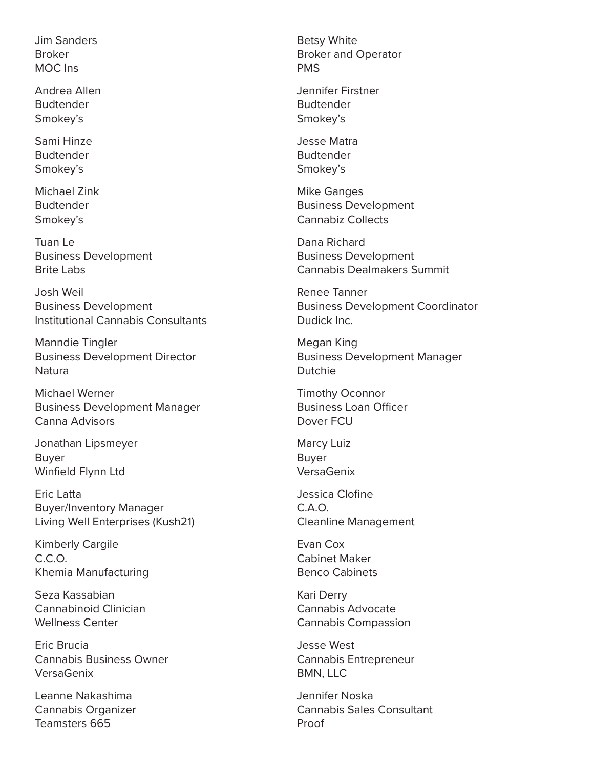Jim Sanders
Broker
MOC Ins

Andrea Allen
Budtender
Smokey's

Sami Hinze
Budtender
Smokey's

Michael Zink
Budtender
Smokey's

Tuan Le
Business Development
Brite Labs

Josh Weil
Business Development
Institutional Cannabis Consultants

Manndie Tingler
Business Development Director
Natura

Michael Werner
Business Development Manager
Canna Advisors

Jonathan Lipsmeyer
Buyer
Winfield Flynn Ltd

Eric Latta
Buyer/Inventory Manager
Living Well Enterprises (Kush21)

Kimberly Cargile
C.C.O.
Khemia Manufacturing

Seza Kassabian
Cannabinoid Clinician
Wellness Center

Eric Brucia
Cannabis Business Owner
VersaGenix

Leanne Nakashima
Cannabis Organizer
Teamsters 665

Betsy White
Broker and Operator
PMS

Jennifer Firstner
Budtender
Smokey's

Jesse Matra
Budtender
Smokey's

Mike Ganges
Business Development
Cannabiz Collects

Dana Richard
Business Development
Cannabis Dealmakers Summit

Renee Tanner
Business Development Coordinator
Dudick Inc.

Megan King
Business Development Manager
Dutchie

Timothy Oconnor
Business Loan Officer
Dover FCU

Marcy Luiz
Buyer
VersaGenix

Jessica Clofine
C.A.O.
Cleanline Management

Evan Cox
Cabinet Maker
Benco Cabinets

Kari Derry
Cannabis Advocate
Cannabis Compassion

Jesse West
Cannabis Entrepreneur
BMN, LLC

Jennifer Noska
Cannabis Sales Consultant
Proof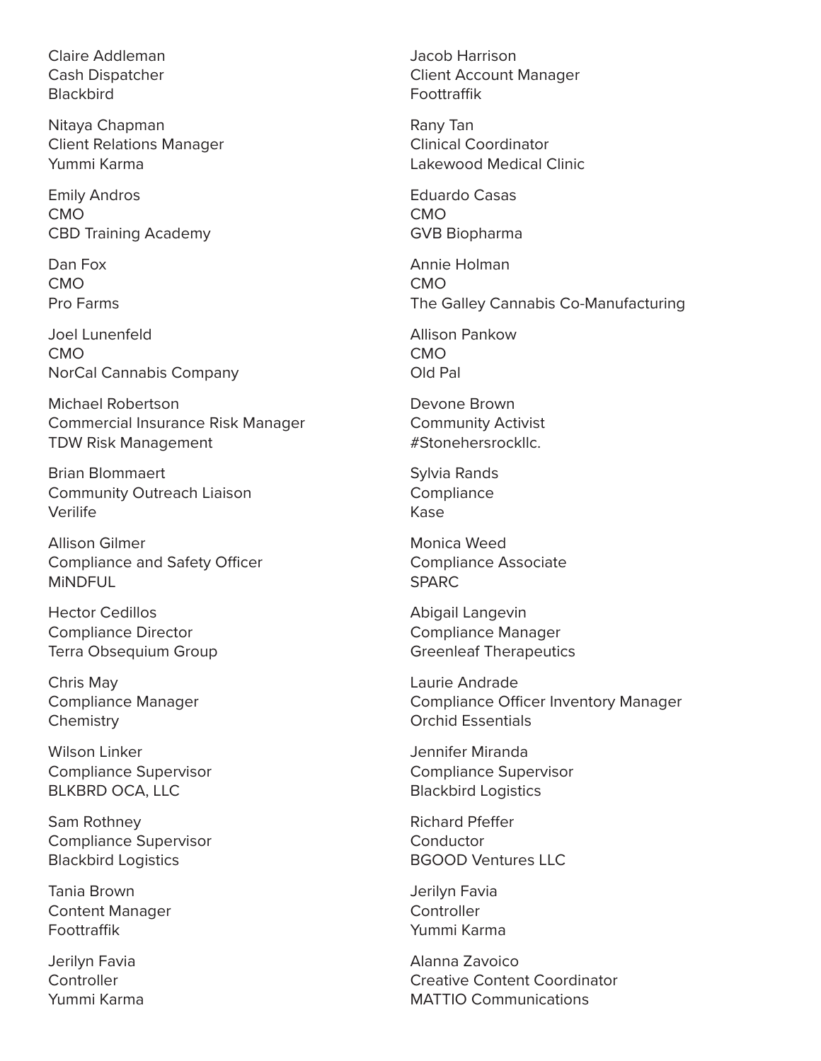Claire Addleman
Cash Dispatcher
Blackbird

Nitaya Chapman
Client Relations Manager
Yummi Karma

Emily Andros
CMO
CBD Training Academy

Dan Fox
CMO
Pro Farms

Joel Lunenfeld
CMO
NorCal Cannabis Company

Michael Robertson
Commercial Insurance Risk Manager
TDW Risk Management

Brian Blommaert
Community Outreach Liaison
Verilife

Allison Gilmer
Compliance and Safety Officer
MiNDFUL

Hector Cedillos
Compliance Director
Terra Obsequium Group

Chris May
Compliance Manager
Chemistry

Wilson Linker
Compliance Supervisor
BLKBRD OCA, LLC

Sam Rothney
Compliance Supervisor
Blackbird Logistics

Tania Brown
Content Manager
Foottraffik

Jerilyn Favia
Controller
Yummi Karma

Jacob Harrison
Client Account Manager
Foottraffik

Rany Tan
Clinical Coordinator
Lakewood Medical Clinic

Eduardo Casas
CMO
GVB Biopharma

Annie Holman
CMO
The Galley Cannabis Co-Manufacturing

Allison Pankow
CMO
Old Pal

Devone Brown
Community Activist
#Stonehersrockllc.

Sylvia Rands
Compliance
Kase

Monica Weed
Compliance Associate
SPARC

Abigail Langevin
Compliance Manager
Greenleaf Therapeutics

Laurie Andrade
Compliance Officer Inventory Manager
Orchid Essentials

Jennifer Miranda
Compliance Supervisor
Blackbird Logistics

Richard Pfeffer
Conductor
BGOOD Ventures LLC

Jerilyn Favia
Controller
Yummi Karma

Alanna Zavoico
Creative Content Coordinator
MATTIO Communications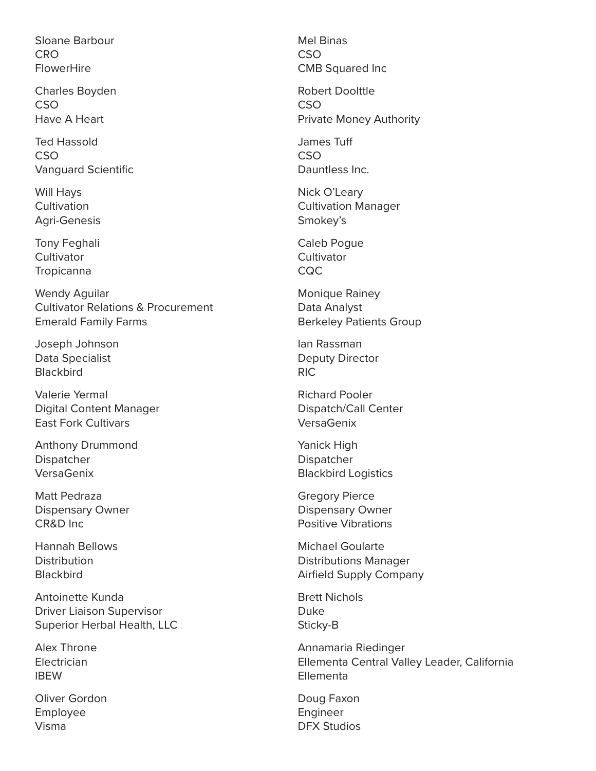Sloane Barbour
CRO
FlowerHire

Charles Boyden
CSO
Have A Heart

Ted Hassold
CSO
Vanguard Scientific

Will Hays
Cultivation
Agri-Genesis

Tony Feghali
Cultivator
Tropicanna

Wendy Aguilar
Cultivator Relations & Procurement
Emerald Family Farms

Joseph Johnson
Data Specialist
Blackbird

Valerie Yermal
Digital Content Manager
East Fork Cultivars

Anthony Drummond
Dispatcher
VersaGenix

Matt Pedraza
Dispensary Owner
CR&D Inc

Hannah Bellows
Distribution
Blackbird

Antoinette Kunda
Driver Liaison Supervisor
Superior Herbal Health, LLC

Alex Throne
Electrician
IBEW

Oliver Gordon
Employee
Visma

Mel Binas
CSO
CMB Squared Inc

Robert Dooltle
CSO
Private Money Authority

James Tuff
CSO
Dauntless Inc.

Nick O'Leary
Cultivation Manager
Smokey's

Caleb Pogue
Cultivator
CQC

Monique Rainey
Data Analyst
Berkeley Patients Group

Ian Rassman
Deputy Director
RIC

Richard Pooler
Dispatch/Call Center
VersaGenix

Yanick High
Dispatcher
Blackbird Logistics

Gregory Pierce
Dispensary Owner
Positive Vibrations

Michael Goularte
Distributions Manager
Airfield Supply Company

Brett Nichols
Duke
Sticky-B

Annamaria Riedinger
Ellementa Central Valley Leader, California
Ellementa

Doug Faxon
Engineer
DFX Studios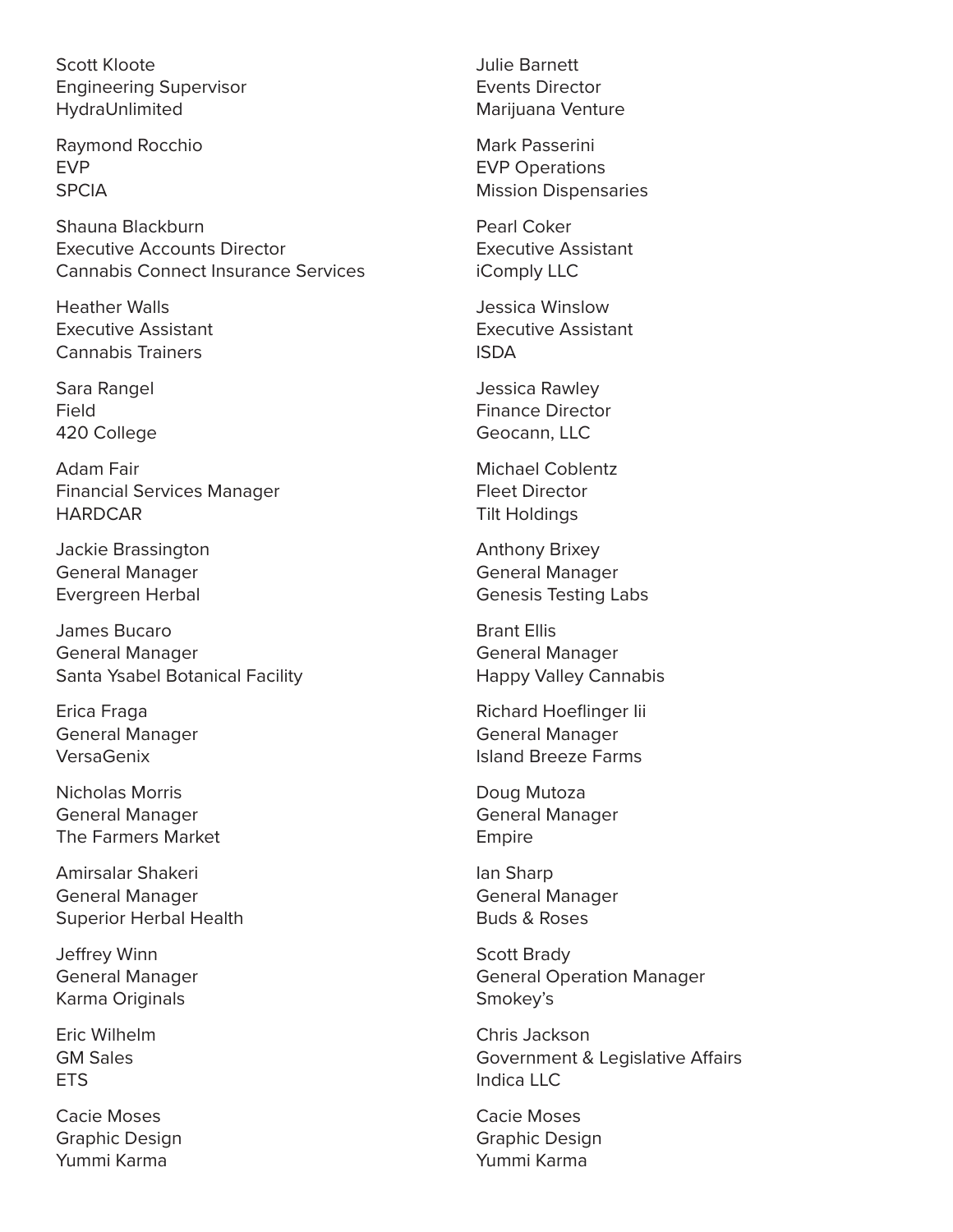Scott Kloote
Engineering Supervisor
HydraUnlimited

Raymond Rocchio
EVP
SPCIA

Shauna Blackburn
Executive Accounts Director
Cannabis Connect Insurance Services

Heather Walls
Executive Assistant
Cannabis Trainers

Sara Rangel
Field
420 College

Adam Fair
Financial Services Manager
HARDCAR

Jackie Brassington
General Manager
Evergreen Herbal

James Bucaro
General Manager
Santa Ysabel Botanical Facility

Erica Fraga
General Manager
VersaGenix

Nicholas Morris
General Manager
The Farmers Market

Amirsalar Shakeri
General Manager
Superior Herbal Health

Jeffrey Winn
General Manager
Karma Originals

Eric Wilhelm
GM Sales
ETS

Cacie Moses
Graphic Design
Yummi Karma

Julie Barnett
Events Director
Marijuana Venture

Mark Passerini
EVP Operations
Mission Dispensaries

Pearl Coker
Executive Assistant
iComply LLC

Jessica Winslow
Executive Assistant
ISDA

Jessica Rawley
Finance Director
Geocann, LLC

Michael Coblentz
Fleet Director
Tilt Holdings

Anthony Brixey
General Manager
Genesis Testing Labs

Brant Ellis
General Manager
Happy Valley Cannabis

Richard Hoeflinger Iii
General Manager
Island Breeze Farms

Doug Mutoza
General Manager
Empire

Ian Sharp
General Manager
Buds & Roses

Scott Brady
General Operation Manager
Smokey's

Chris Jackson
Government & Legislative Affairs
Indica LLC

Cacie Moses
Graphic Design
Yummi Karma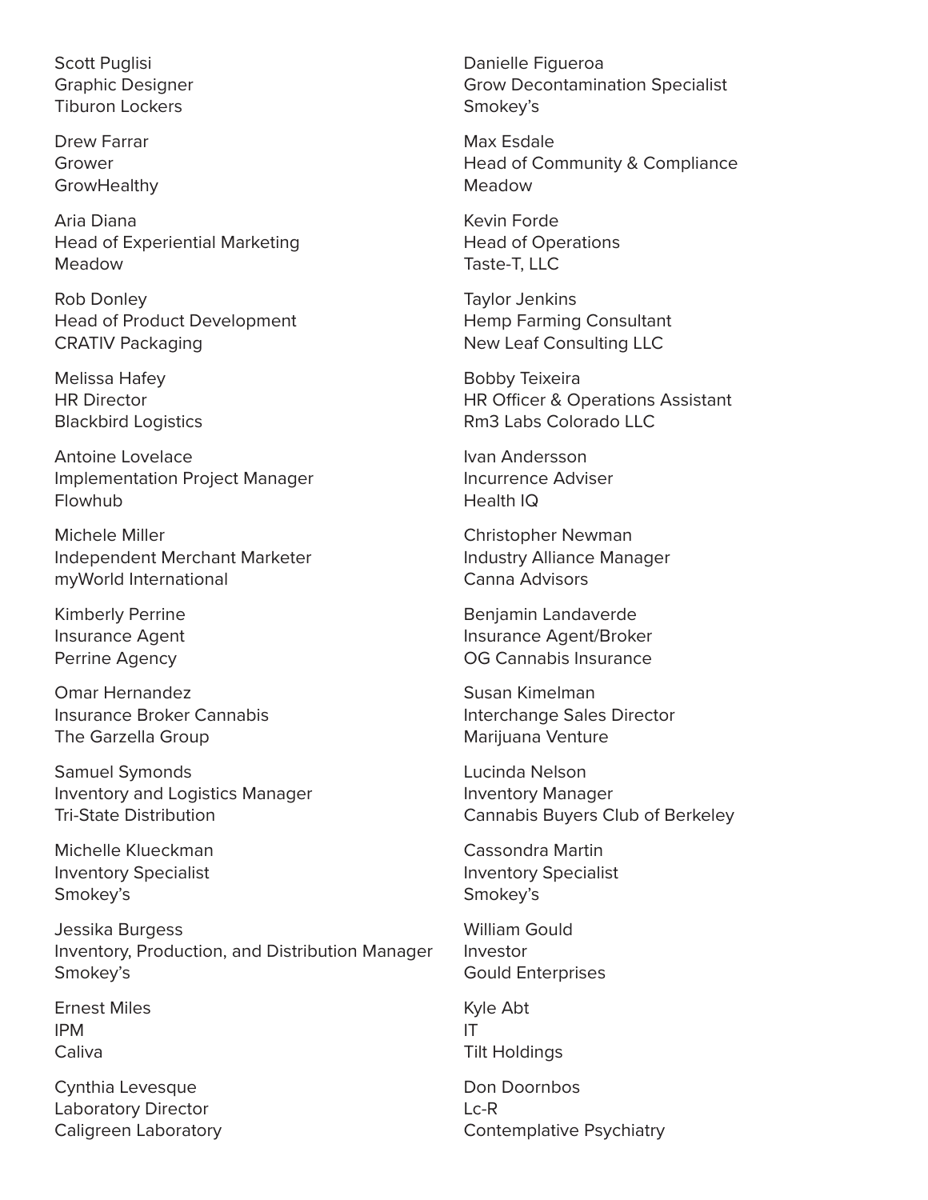Scott Puglisi
Graphic Designer
Tiburon Lockers

Drew Farrar
Grower
GrowHealthy

Aria Diana
Head of Experiential Marketing
Meadow

Rob Donley
Head of Product Development
CRATIV Packaging

Melissa Hafey
HR Director
Blackbird Logistics

Antoine Lovelace
Implementation Project Manager
Flowhub

Michele Miller
Independent Merchant Marketer
myWorld International

Kimberly Perrine
Insurance Agent
Perrine Agency

Omar Hernandez
Insurance Broker Cannabis
The Garzella Group

Samuel Symonds
Inventory and Logistics Manager
Tri-State Distribution

Michelle Klueckman
Inventory Specialist
Smokey's

Jessika Burgess
Inventory, Production, and Distribution Manager
Smokey's

Ernest Miles
IPM
Caliva

Cynthia Levesque
Laboratory Director
Caligreen Laboratory

Danielle Figueroa
Grow Decontamination Specialist
Smokey's

Max Esdale
Head of Community & Compliance
Meadow

Kevin Forde
Head of Operations
Taste-T, LLC

Taylor Jenkins
Hemp Farming Consultant
New Leaf Consulting LLC

Bobby Teixeira
HR Officer & Operations Assistant
Rm3 Labs Colorado LLC

Ivan Andersson
Incurrence Adviser
Health IQ

Christopher Newman
Industry Alliance Manager
Canna Advisors

Benjamin Landaverde
Insurance Agent/Broker
OG Cannabis Insurance

Susan Kimelman
Interchange Sales Director
Marijuana Venture

Lucinda Nelson
Inventory Manager
Cannabis Buyers Club of Berkeley

Cassondra Martin
Inventory Specialist
Smokey's

William Gould
Investor
Gould Enterprises

Kyle Abt
IT
Tilt Holdings

Don Doornbos
Lc-R
Contemplative Psychiatry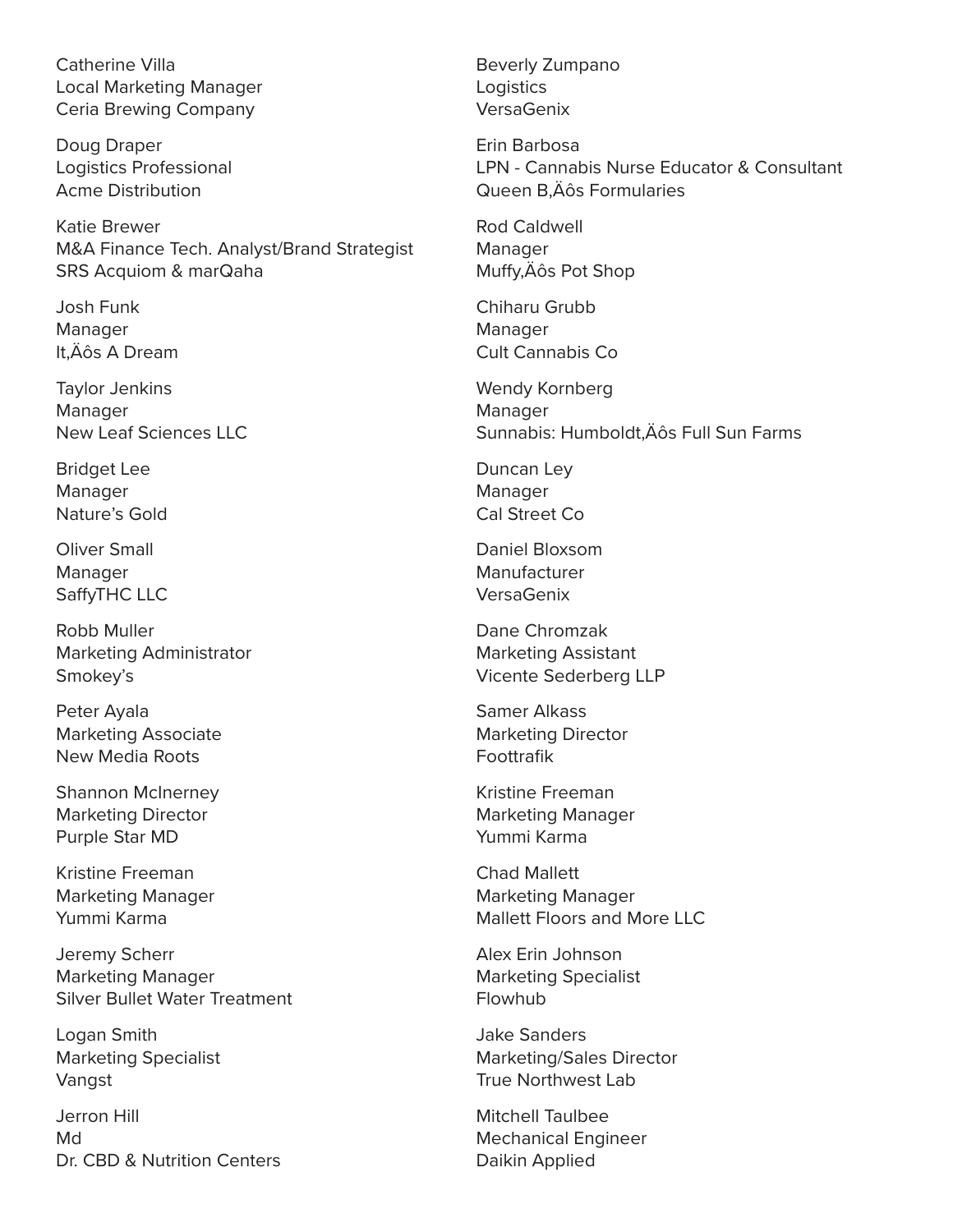Catherine Villa
Local Marketing Manager
Ceria Brewing Company

Doug Draper
Logistics Professional
Acme Distribution

Katie Brewer
M&A Finance Tech. Analyst/Brand Strategist
SRS Acquiom & marQaha

Josh Funk
Manager
It‚Äôs A Dream

Taylor Jenkins
Manager
New Leaf Sciences LLC

Bridget Lee
Manager
Nature's Gold

Oliver Small
Manager
SaffyTHC LLC

Robb Muller
Marketing Administrator
Smokey's

Peter Ayala
Marketing Associate
New Media Roots

Shannon McInerney
Marketing Director
Purple Star MD

Kristine Freeman
Marketing Manager
Yummi Karma

Jeremy Scherr
Marketing Manager
Silver Bullet Water Treatment

Logan Smith
Marketing Specialist
Vangst

Jerron Hill
Md
Dr. CBD & Nutrition Centers

Beverly Zumpano
Logistics
VersaGenix

Erin Barbosa
LPN - Cannabis Nurse Educator & Consultant
Queen B‚Äôs Formularies

Rod Caldwell
Manager
Muffy‚Äôs Pot Shop

Chiharu Grubb
Manager
Cult Cannabis Co

Wendy Kornberg
Manager
Sunnabis: Humboldt‚Äôs Full Sun Farms

Duncan Ley
Manager
Cal Street Co

Daniel Bloxsom
Manufacturer
VersaGenix

Dane Chromzak
Marketing Assistant
Vicente Sederberg LLP

Samer Alkass
Marketing Director
Foottrafik

Kristine Freeman
Marketing Manager
Yummi Karma

Chad Mallett
Marketing Manager
Mallett Floors and More LLC

Alex Erin Johnson
Marketing Specialist
Flowhub

Jake Sanders
Marketing/Sales Director
True Northwest Lab

Mitchell Taulbee
Mechanical Engineer
Daikin Applied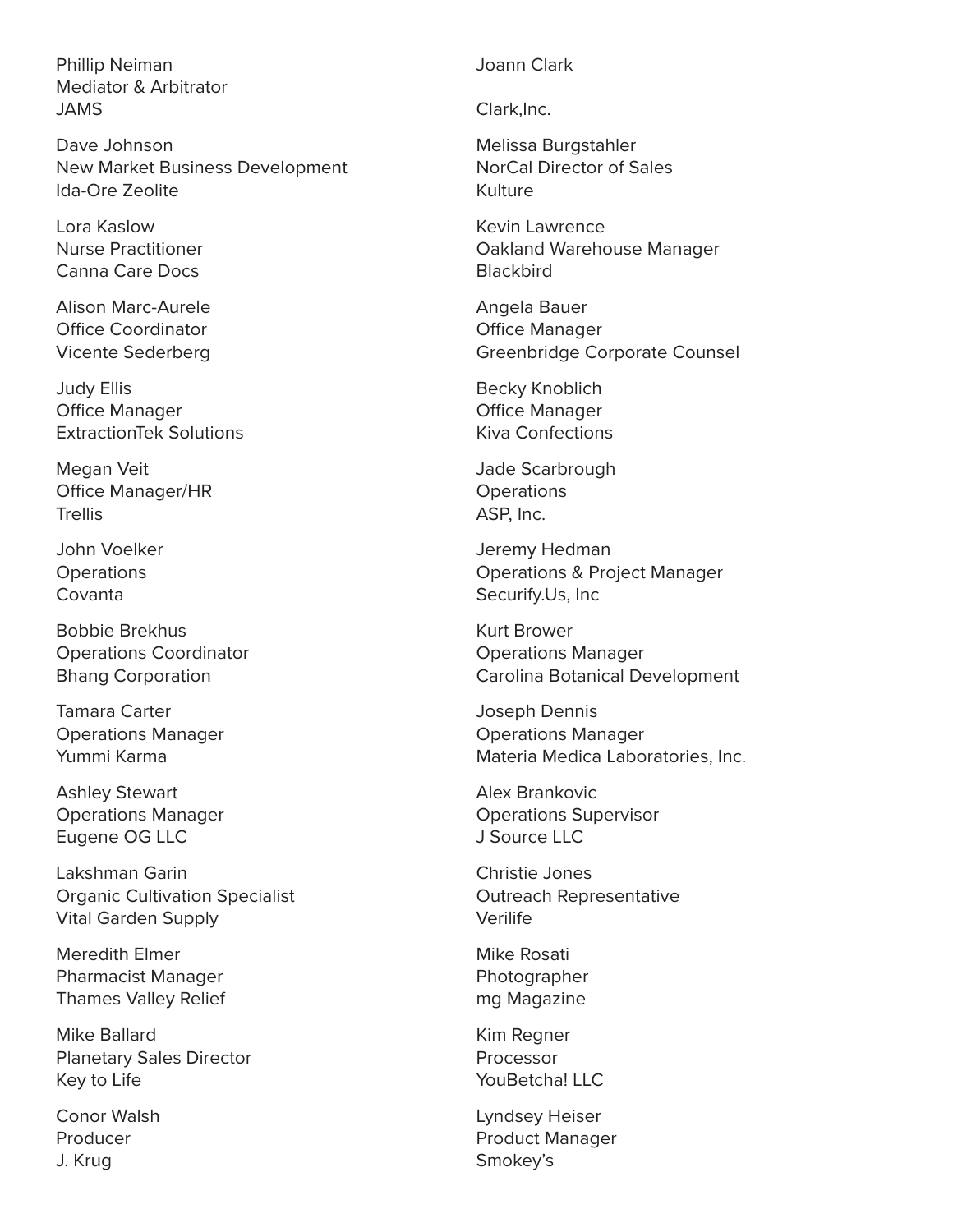Phillip Neiman
Mediator & Arbitrator
JAMS

Dave Johnson
New Market Business Development
Ida-Ore Zeolite

Lora Kaslow
Nurse Practitioner
Canna Care Docs

Alison Marc-Aurele
Office Coordinator
Vicente Sederberg

Judy Ellis
Office Manager
ExtractionTek Solutions

Megan Veit
Office Manager/HR
Trellis

John Voelker
Operations
Covanta

Bobbie Brekhus
Operations Coordinator
Bhang Corporation

Tamara Carter
Operations Manager
Yummi Karma

Ashley Stewart
Operations Manager
Eugene OG LLC

Lakshman Garin
Organic Cultivation Specialist
Vital Garden Supply

Meredith Elmer
Pharmacist Manager
Thames Valley Relief

Mike Ballard
Planetary Sales Director
Key to Life

Conor Walsh
Producer
J. Krug

Joann Clark

Clark,Inc.

Melissa Burgstahler
NorCal Director of Sales
Kulture

Kevin Lawrence
Oakland Warehouse Manager
Blackbird

Angela Bauer
Office Manager
Greenbridge Corporate Counsel

Becky Knoblich
Office Manager
Kiva Confections

Jade Scarbrough
Operations
ASP, Inc.

Jeremy Hedman
Operations & Project Manager
Securify.Us, Inc

Kurt Brower
Operations Manager
Carolina Botanical Development

Joseph Dennis
Operations Manager
Materia Medica Laboratories, Inc.

Alex Brankovic
Operations Supervisor
J Source LLC

Christie Jones
Outreach Representative
Verilife

Mike Rosati
Photographer
mg Magazine

Kim Regner
Processor
YouBetcha! LLC

Lyndsey Heiser
Product Manager
Smokey's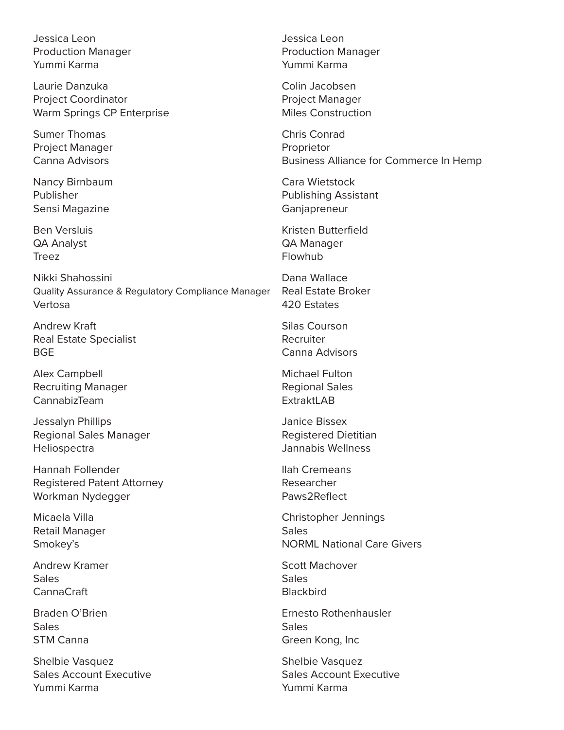Jessica Leon
Production Manager
Yummi Karma

Laurie Danzuka
Project Coordinator
Warm Springs CP Enterprise

Sumer Thomas
Project Manager
Canna Advisors

Nancy Birnbaum
Publisher
Sensi Magazine

Ben Versluis
QA Analyst
Treez

Nikki Shahossini
Quality Assurance & Regulatory Compliance Manager
Vertosa

Andrew Kraft
Real Estate Specialist
BGE

Alex Campbell
Recruiting Manager
CannabizTeam

Jessalyn Phillips
Regional Sales Manager
Heliospectra

Hannah Follender
Registered Patent Attorney
Workman Nydegger

Micaela Villa
Retail Manager
Smokey's

Andrew Kramer
Sales
CannaCraft

Braden O'Brien
Sales
STM Canna

Shelbie Vasquez
Sales Account Executive
Yummi Karma

Jessica Leon
Production Manager
Yummi Karma

Colin Jacobsen
Project Manager
Miles Construction

Chris Conrad
Proprietor
Business Alliance for Commerce In Hemp

Cara Wietstock
Publishing Assistant
Ganjapreneur

Kristen Butterfield
QA Manager
Flowhub

Dana Wallace
Real Estate Broker
420 Estates

Silas Courson
Recruiter
Canna Advisors

Michael Fulton
Regional Sales
ExtraktLAB

Janice Bissex
Registered Dietitian
Jannabis Wellness

Ilah Cremeans
Researcher
Paws2Reflect

Christopher Jennings
Sales
NORML National Care Givers

Scott Machover
Sales
Blackbird

Ernesto Rothenhausler
Sales
Green Kong, Inc

Shelbie Vasquez
Sales Account Executive
Yummi Karma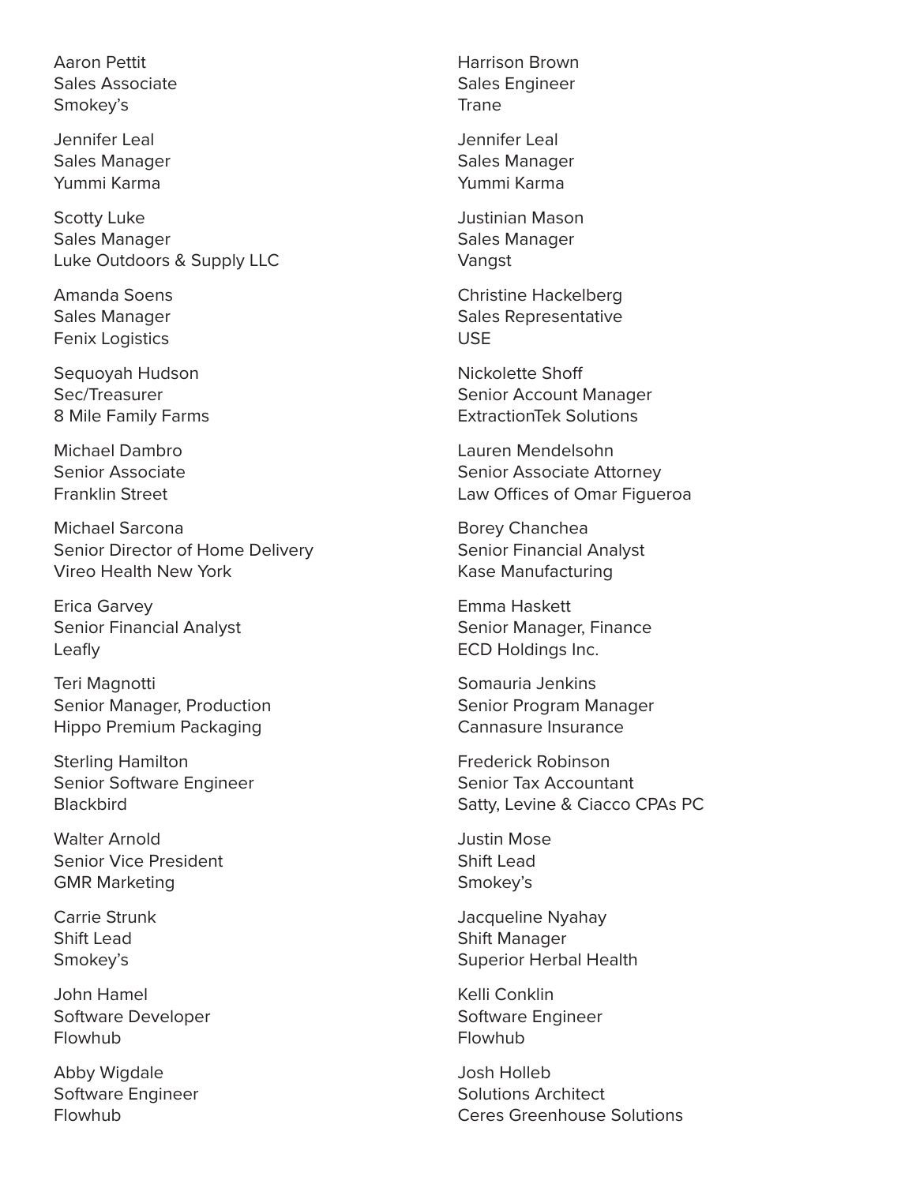Aaron Pettit
Sales Associate
Smokey's

Jennifer Leal
Sales Manager
Yummi Karma

Scotty Luke
Sales Manager
Luke Outdoors & Supply LLC

Amanda Soens
Sales Manager
Fenix Logistics

Sequoyah Hudson
Sec/Treasurer
8 Mile Family Farms

Michael Dambro
Senior Associate
Franklin Street

Michael Sarcona
Senior Director of Home Delivery
Vireo Health New York

Erica Garvey
Senior Financial Analyst
Leafly

Teri Magnotti
Senior Manager, Production
Hippo Premium Packaging

Sterling Hamilton
Senior Software Engineer
Blackbird

Walter Arnold
Senior Vice President
GMR Marketing

Carrie Strunk
Shift Lead
Smokey's

John Hamel
Software Developer
Flowhub

Abby Wigdale
Software Engineer
Flowhub

Harrison Brown
Sales Engineer
Trane

Jennifer Leal
Sales Manager
Yummi Karma

Justinian Mason
Sales Manager
Vangst

Christine Hackelberg
Sales Representative
USE

Nickolette Shoff
Senior Account Manager
ExtractionTek Solutions

Lauren Mendelsohn
Senior Associate Attorney
Law Offices of Omar Figueroa

Borey Chanchea
Senior Financial Analyst
Kase Manufacturing

Emma Haskett
Senior Manager, Finance
ECD Holdings Inc.

Somauria Jenkins
Senior Program Manager
Cannasure Insurance

Frederick Robinson
Senior Tax Accountant
Satty, Levine & Ciacco CPAs PC

Justin Mose
Shift Lead
Smokey's

Jacqueline Nyahay
Shift Manager
Superior Herbal Health

Kelli Conklin
Software Engineer
Flowhub

Josh Holleb
Solutions Architect
Ceres Greenhouse Solutions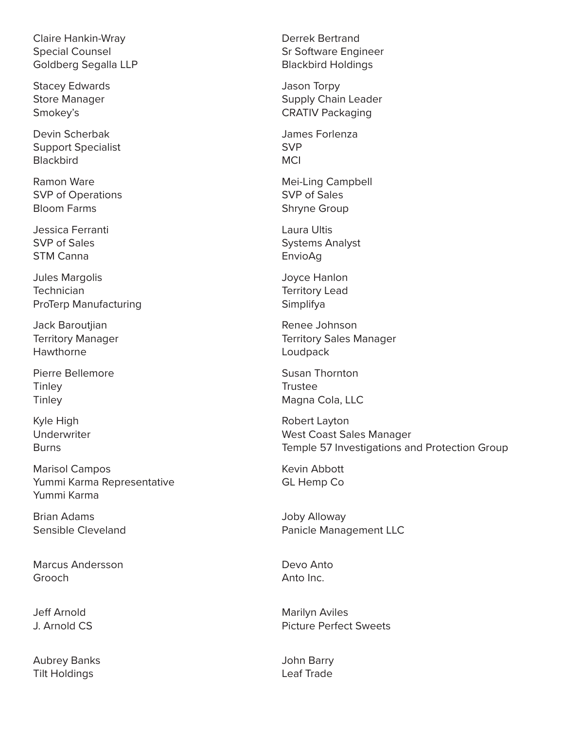Claire Hankin-Wray
Special Counsel
Goldberg Segalla LLP

Stacey Edwards
Store Manager
Smokey's

Devin Scherbak
Support Specialist
Blackbird

Ramon Ware
SVP of Operations
Bloom Farms

Jessica Ferranti
SVP of Sales
STM Canna

Jules Margolis
Technician
ProTerp Manufacturing

Jack Baroutjian
Territory Manager
Hawthorne

Pierre Bellemore
Tinley
Tinley

Kyle High
Underwriter
Burns

Marisol Campos
Yummi Karma Representative
Yummi Karma

Brian Adams
Sensible Cleveland

Marcus Andersson
Grooch

Jeff Arnold
J. Arnold CS

Aubrey Banks
Tilt Holdings

Derrek Bertrand
Sr Software Engineer
Blackbird Holdings

Jason Torpy
Supply Chain Leader
CRATIV Packaging

James Forlenza
SVP
MCI

Mei-Ling Campbell
SVP of Sales
Shryne Group

Laura Ultis
Systems Analyst
EnvioAg

Joyce Hanlon
Territory Lead
Simplifya

Renee Johnson
Territory Sales Manager
Loudpack

Susan Thornton
Trustee
Magna Cola, LLC

Robert Layton
West Coast Sales Manager
Temple 57 Investigations and Protection Group

Kevin Abbott
GL Hemp Co

Joby Alloway
Panicle Management LLC

Devo Anto
Anto Inc.

Marilyn Aviles
Picture Perfect Sweets

John Barry
Leaf Trade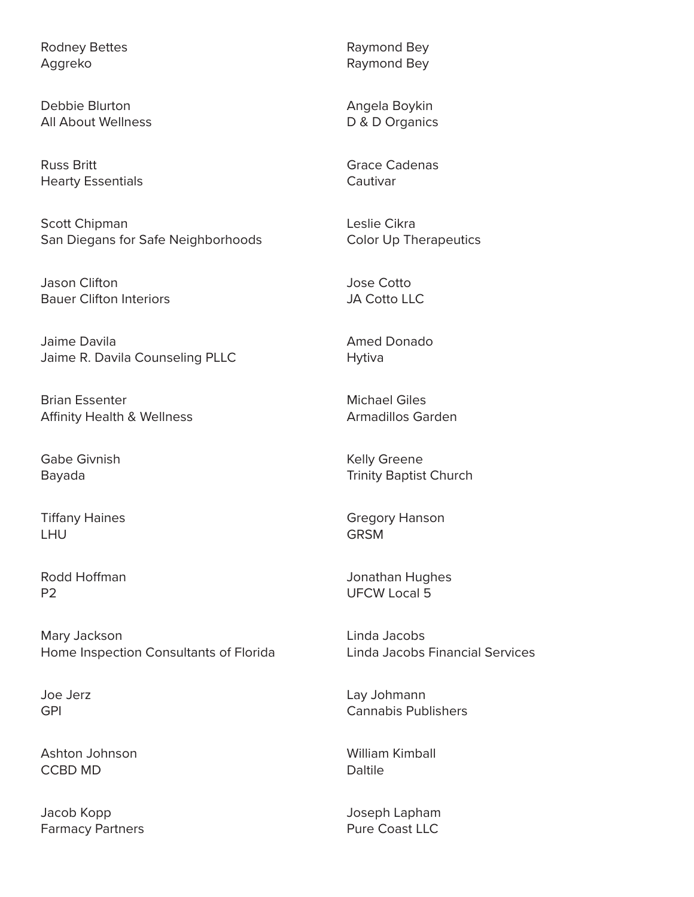Rodney Bettes
Aggreko

Raymond Bey
Raymond Bey

Debbie Blurton
All About Wellness

Angela Boykin
D & D Organics

Russ Britt
Hearty Essentials

Grace Cadenas
Cautivar

Scott Chipman
San Diegans for Safe Neighborhoods

Leslie Cikra
Color Up Therapeutics

Jason Clifton
Bauer Clifton Interiors

Jose Cotto
JA Cotto LLC

Jaime Davila
Jaime R. Davila Counseling PLLC

Amed Donado
Hytiva

Brian Essenter
Affinity Health & Wellness

Michael Giles
Armadillos Garden

Gabe Givnish
Bayada

Kelly Greene
Trinity Baptist Church

Tiffany Haines
LHU

Gregory Hanson
GRSM

Rodd Hoffman
P2

Jonathan Hughes
UFCW Local 5

Mary Jackson
Home Inspection Consultants of Florida

Linda Jacobs
Linda Jacobs Financial Services

Joe Jerz
GPI

Lay Johmann
Cannabis Publishers

Ashton Johnson
CCBD MD

William Kimball
Daltile

Jacob Kopp
Farmacy Partners

Joseph Lapham
Pure Coast LLC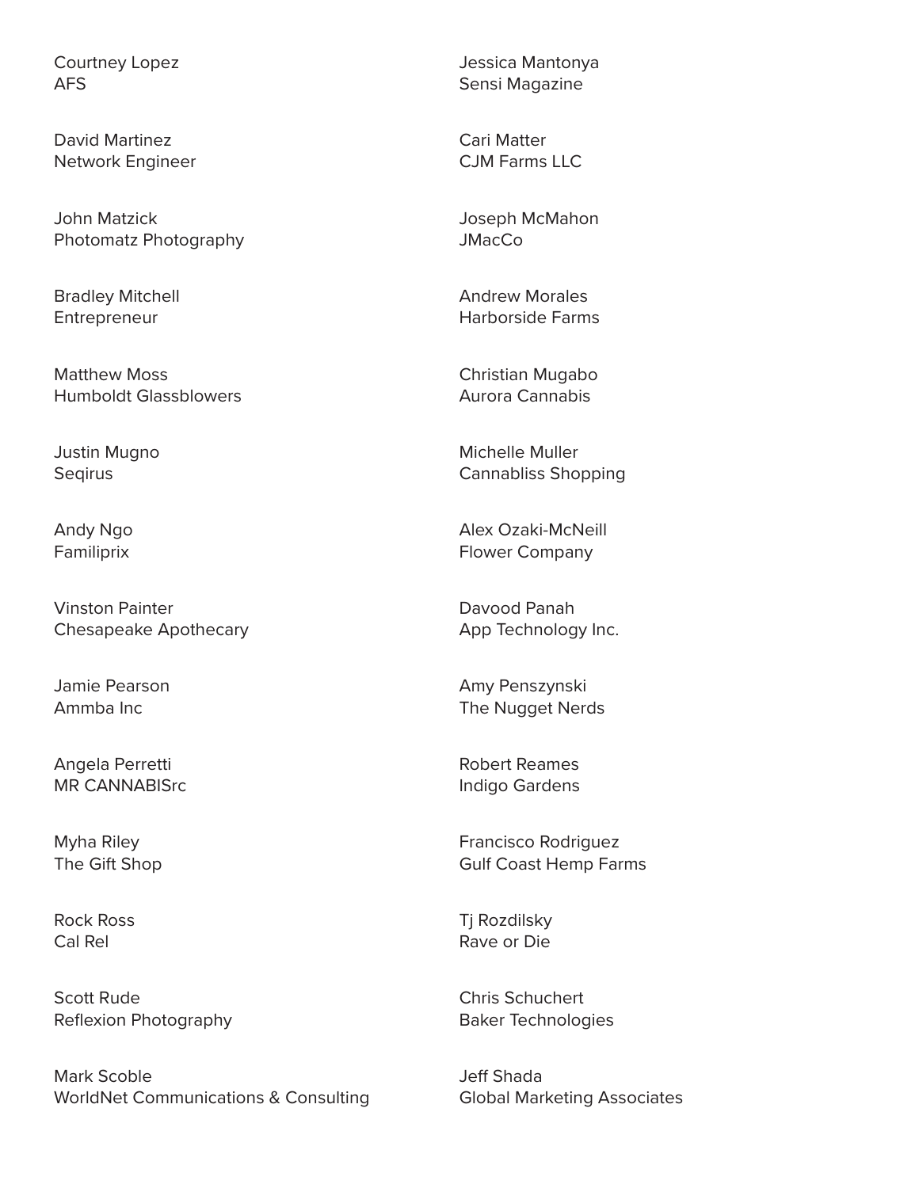Courtney Lopez
AFS

David Martinez
Network Engineer

John Matzick
Photomatz Photography

Bradley Mitchell
Entrepreneur

Matthew Moss
Humboldt Glassblowers

Justin Mugno
Seqirus

Andy Ngo
Familiprix

Vinston Painter
Chesapeake Apothecary

Jamie Pearson
Ammba Inc

Angela Perretti
MR CANNABISrc

Myha Riley
The Gift Shop

Rock Ross
Cal Rel

Scott Rude
Reflexion Photography

Mark Scoble
WorldNet Communications & Consulting

Jessica Mantonya
Sensi Magazine

Cari Matter
CJM Farms LLC

Joseph McMahon
JMacCo

Andrew Morales
Harborside Farms

Christian Mugabo
Aurora Cannabis

Michelle Muller
Cannabliss Shopping

Alex Ozaki-McNeill
Flower Company

Davood Panah
App Technology Inc.

Amy Penszynski
The Nugget Nerds

Robert Reames
Indigo Gardens

Francisco Rodriguez
Gulf Coast Hemp Farms

Tj Rozdilsky
Rave or Die

Chris Schuchert
Baker Technologies

Jeff Shada
Global Marketing Associates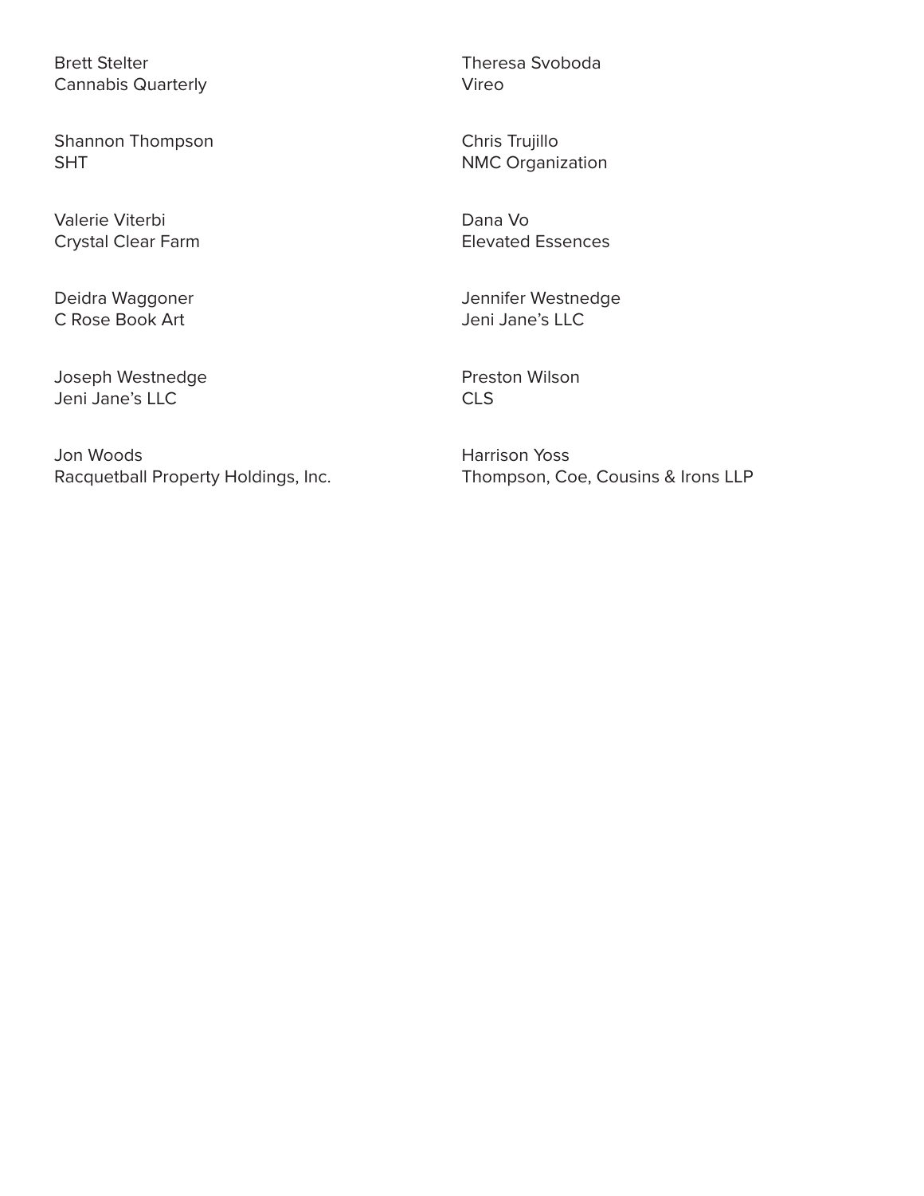Brett Stelter
Cannabis Quarterly

Theresa Svoboda
Vireo

Shannon Thompson
SHT

Chris Trujillo
NMC Organization

Valerie Viterbi
Crystal Clear Farm

Dana Vo
Elevated Essences

Deidra Waggoner
C Rose Book Art

Jennifer Westnedge
Jeni Jane's LLC

Joseph Westnedge
Jeni Jane's LLC

Preston Wilson
CLS

Jon Woods
Racquetball Property Holdings, Inc.

Harrison Yoss
Thompson, Coe, Cousins & Irons LLP